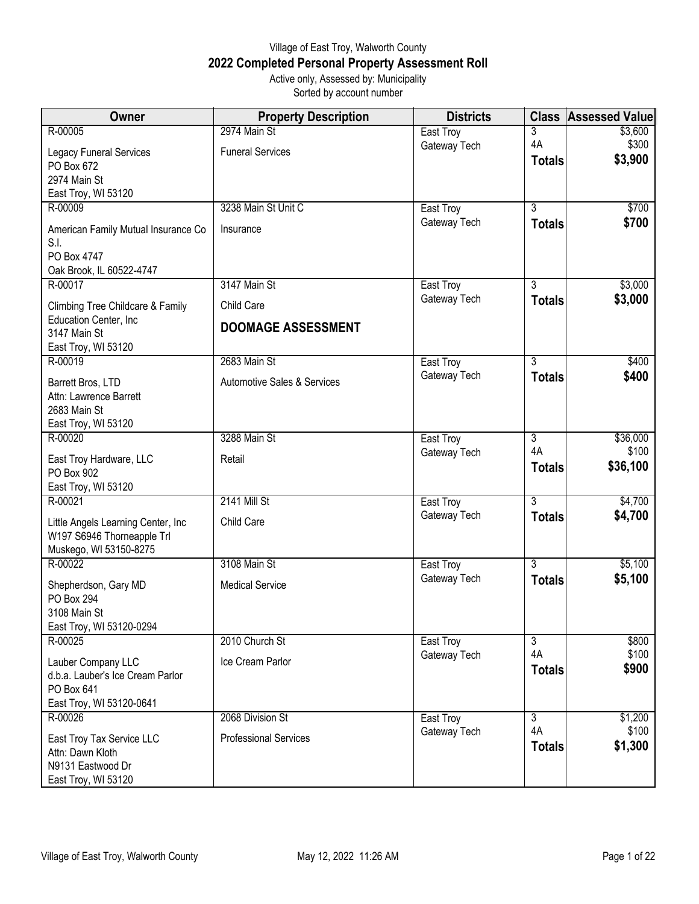Village of East Troy, Walworth County

# 2022 Completed Personal Property Assessment Roll

Active only, Assessed by: Municipality

Sorted by account number

| Owner | Property Description | Districts | Class | Assessed Value |
|---|---|---|---|---|
| R-00005<br>Legacy Funeral Services<br>PO Box 672<br>2974 Main St<br>East Troy, WI 53120 | 2974 Main St<br>Funeral Services | East Troy<br>Gateway Tech | 3<br>4A<br>**Totals** | $3,600<br>$300<br>**$3,900** |
| R-00009<br>American Family Mutual Insurance Co S.I.<br>PO Box 4747<br>Oak Brook, IL 60522-4747 | 3238 Main St Unit C<br>Insurance | East Troy<br>Gateway Tech | 3<br>**Totals** | $700<br>**$700** |
| R-00017<br>Climbing Tree Childcare & Family Education Center, Inc<br>3147 Main St<br>East Troy, WI 53120 | 3147 Main St<br>Child Care<br>**DOOMAGE ASSESSMENT** | East Troy<br>Gateway Tech | 3<br>**Totals** | $3,000<br>**$3,000** |
| R-00019<br>Barrett Bros, LTD<br>Attn: Lawrence Barrett<br>2683 Main St<br>East Troy, WI 53120 | 2683 Main St<br>Automotive Sales & Services | East Troy<br>Gateway Tech | 3<br>**Totals** | $400<br>**$400** |
| R-00020<br>East Troy Hardware, LLC<br>PO Box 902<br>East Troy, WI 53120 | 3288 Main St<br>Retail | East Troy<br>Gateway Tech | 3<br>4A<br>**Totals** | $36,000<br>$100<br>**$36,100** |
| R-00021<br>Little Angels Learning Center, Inc<br>W197 S6946 Thorneapple Trl<br>Muskego, WI 53150-8275 | 2141 Mill St<br>Child Care | East Troy<br>Gateway Tech | 3<br>**Totals** | $4,700<br>**$4,700** |
| R-00022<br>Shepherdson, Gary MD<br>PO Box 294<br>3108 Main St<br>East Troy, WI 53120-0294 | 3108 Main St<br>Medical Service | East Troy<br>Gateway Tech | 3<br>**Totals** | $5,100<br>**$5,100** |
| R-00025<br>Lauber Company LLC<br>d.b.a. Lauber's Ice Cream Parlor<br>PO Box 641<br>East Troy, WI 53120-0641 | 2010 Church St<br>Ice Cream Parlor | East Troy<br>Gateway Tech | 3<br>4A<br>**Totals** | $800<br>$100<br>**$900** |
| R-00026<br>East Troy Tax Service LLC<br>Attn: Dawn Kloth<br>N9131 Eastwood Dr<br>East Troy, WI 53120 | 2068 Division St<br>Professional Services | East Troy<br>Gateway Tech | 3<br>4A<br>**Totals** | $1,200<br>$100<br>**$1,300** |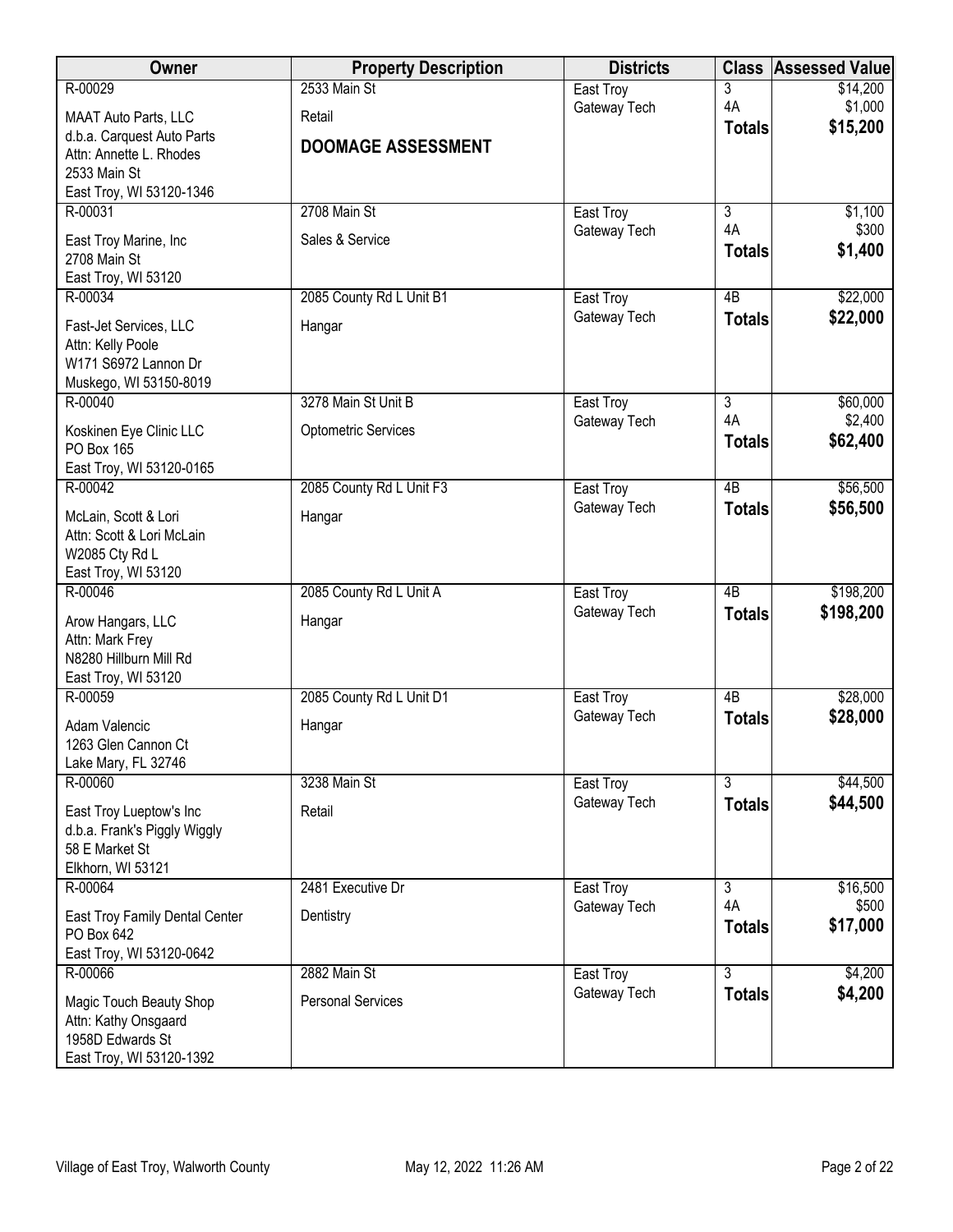| Owner | Property Description | Districts | Class | Assessed Value |
|---|---|---|---|---|
| R-00029<br>MAAT Auto Parts, LLC<br>d.b.a. Carquest Auto Parts<br>Attn: Annette L. Rhodes<br>2533 Main St<br>East Troy, WI 53120-1346 | 2533 Main St<br>Retail<br>**DOOMAGE ASSESSMENT** | East Troy<br>Gateway Tech | 3<br>4A<br>**Totals** | $14,200<br>$1,000<br>**$15,200** |
| R-00031<br>East Troy Marine, Inc<br>2708 Main St<br>East Troy, WI 53120 | 2708 Main St<br>Sales & Service | East Troy<br>Gateway Tech | 3<br>4A<br>**Totals** | $1,100<br>$300<br>**$1,400** |
| R-00034<br>Fast-Jet Services, LLC<br>Attn: Kelly Poole<br>W171 S6972 Lannon Dr<br>Muskego, WI 53150-8019 | 2085 County Rd L Unit B1<br>Hangar | East Troy<br>Gateway Tech | 4B<br>**Totals** | $22,000<br>**$22,000** |
| R-00040<br>Koskinen Eye Clinic LLC<br>PO Box 165<br>East Troy, WI 53120-0165 | 3278 Main St Unit B<br>Optometric Services | East Troy<br>Gateway Tech | 3<br>4A<br>**Totals** | $60,000<br>$2,400<br>**$62,400** |
| R-00042<br>McLain, Scott & Lori<br>Attn: Scott & Lori McLain<br>W2085 Cty Rd L<br>East Troy, WI 53120 | 2085 County Rd L Unit F3<br>Hangar | East Troy<br>Gateway Tech | 4B<br>**Totals** | $56,500<br>**$56,500** |
| R-00046<br>Arow Hangars, LLC<br>Attn: Mark Frey<br>N8280 Hillburn Mill Rd<br>East Troy, WI 53120 | 2085 County Rd L Unit A<br>Hangar | East Troy<br>Gateway Tech | 4B<br>**Totals** | $198,200<br>**$198,200** |
| R-00059<br>Adam Valencic<br>1263 Glen Cannon Ct<br>Lake Mary, FL 32746 | 2085 County Rd L Unit D1<br>Hangar | East Troy<br>Gateway Tech | 4B<br>**Totals** | $28,000<br>**$28,000** |
| R-00060<br>East Troy Lueptow's Inc<br>d.b.a. Frank's Piggly Wiggly<br>58 E Market St<br>Elkhorn, WI 53121 | 3238 Main St<br>Retail | East Troy<br>Gateway Tech | 3<br>**Totals** | $44,500<br>**$44,500** |
| R-00064<br>East Troy Family Dental Center<br>PO Box 642<br>East Troy, WI 53120-0642 | 2481 Executive Dr<br>Dentistry | East Troy<br>Gateway Tech | 3<br>4A<br>**Totals** | $16,500<br>$500<br>**$17,000** |
| R-00066<br>Magic Touch Beauty Shop<br>Attn: Kathy Onsgaard<br>1958D Edwards St<br>East Troy, WI 53120-1392 | 2882 Main St<br>Personal Services | East Troy<br>Gateway Tech | 3<br>**Totals** | $4,200<br>**$4,200** |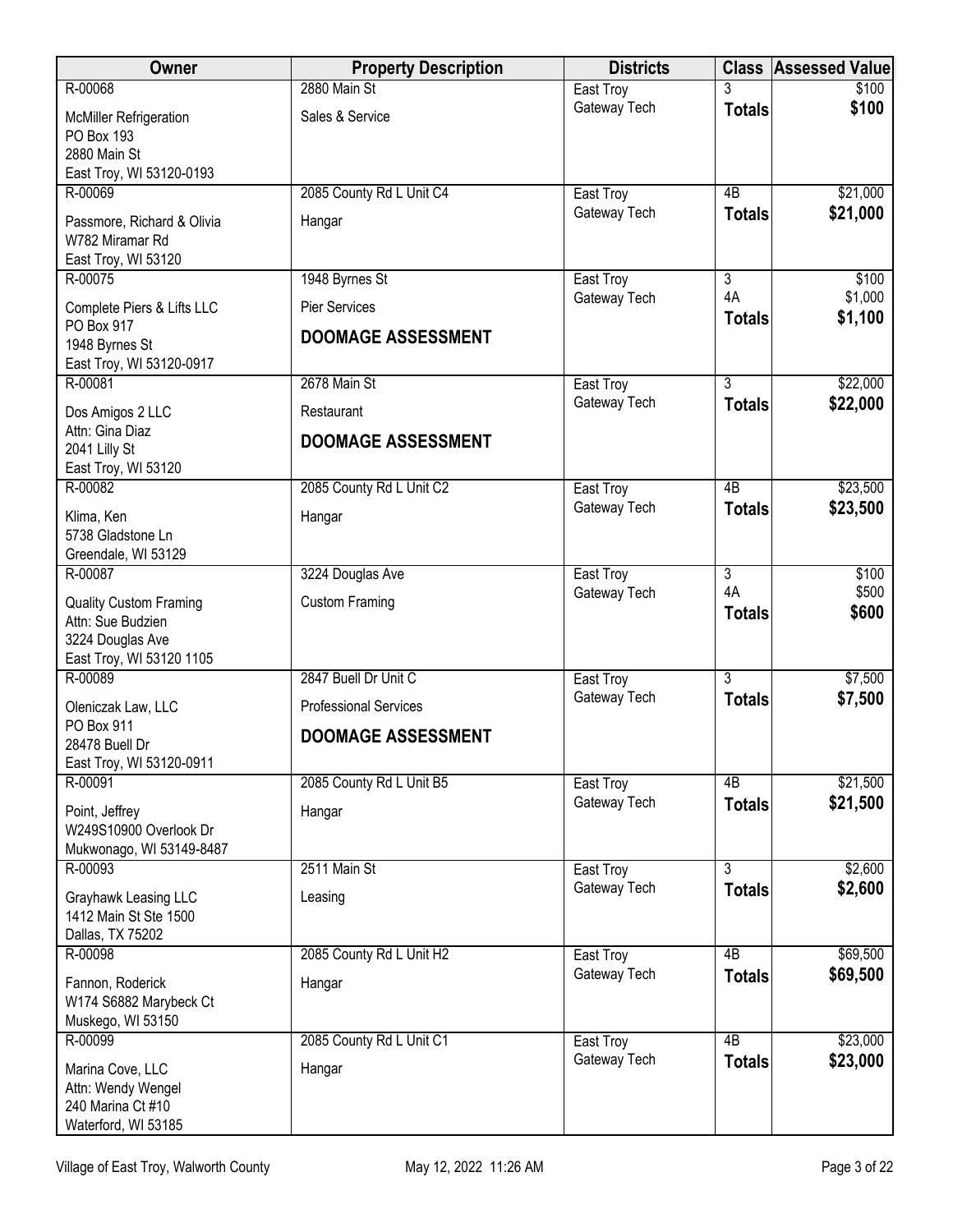| Owner | Property Description | Districts | Class | Assessed Value |
|---|---|---|---|---|
| R-00068<br>McMiller Refrigeration<br>PO Box 193<br>2880 Main St<br>East Troy, WI 53120-0193 | 2880 Main St<br>Sales & Service | East Troy<br>Gateway Tech | 3<br>**Totals** | $100<br>**$100** |
| R-00069<br>Passmore, Richard & Olivia<br>W782 Miramar Rd<br>East Troy, WI 53120 | 2085 County Rd L Unit C4<br>Hangar | East Troy<br>Gateway Tech | 4B<br>**Totals** | $21,000<br>**$21,000** |
| R-00075<br>Complete Piers & Lifts LLC<br>PO Box 917<br>1948 Byrnes St<br>East Troy, WI 53120-0917 | 1948 Byrnes St<br>Pier Services<br>**DOOMAGE ASSESSMENT** | East Troy<br>Gateway Tech | 3<br>4A<br>**Totals** | $100<br>$1,000<br>**$1,100** |
| R-00081<br>Dos Amigos 2 LLC<br>Attn: Gina Diaz<br>2041 Lilly St<br>East Troy, WI 53120 | 2678 Main St<br>Restaurant<br>**DOOMAGE ASSESSMENT** | East Troy<br>Gateway Tech | 3<br>**Totals** | $22,000<br>**$22,000** |
| R-00082<br>Klima, Ken<br>5738 Gladstone Ln<br>Greendale, WI 53129 | 2085 County Rd L Unit C2<br>Hangar | East Troy<br>Gateway Tech | 4B<br>**Totals** | $23,500<br>**$23,500** |
| R-00087<br>Quality Custom Framing<br>Attn: Sue Budzien<br>3224 Douglas Ave<br>East Troy, WI 53120 1105 | 3224 Douglas Ave<br>Custom Framing | East Troy<br>Gateway Tech | 3<br>4A<br>**Totals** | $100<br>$500<br>**$600** |
| R-00089<br>Oleniczak Law, LLC<br>PO Box 911<br>28478 Buell Dr<br>East Troy, WI 53120-0911 | 2847 Buell Dr Unit C<br>Professional Services<br>**DOOMAGE ASSESSMENT** | East Troy<br>Gateway Tech | 3<br>**Totals** | $7,500<br>**$7,500** |
| R-00091<br>Point, Jeffrey<br>W249S10900 Overlook Dr<br>Mukwonago, WI 53149-8487 | 2085 County Rd L Unit B5<br>Hangar | East Troy<br>Gateway Tech | 4B<br>**Totals** | $21,500<br>**$21,500** |
| R-00093<br>Grayhawk Leasing LLC<br>1412 Main St Ste 1500<br>Dallas, TX 75202 | 2511 Main St<br>Leasing | East Troy<br>Gateway Tech | 3<br>**Totals** | $2,600<br>**$2,600** |
| R-00098<br>Fannon, Roderick<br>W174 S6882 Marybeck Ct<br>Muskego, WI 53150 | 2085 County Rd L Unit H2<br>Hangar | East Troy<br>Gateway Tech | 4B<br>**Totals** | $69,500<br>**$69,500** |
| R-00099<br>Marina Cove, LLC<br>Attn: Wendy Wengel<br>240 Marina Ct #10<br>Waterford, WI 53185 | 2085 County Rd L Unit C1<br>Hangar | East Troy<br>Gateway Tech | 4B<br>**Totals** | $23,000<br>**$23,000** |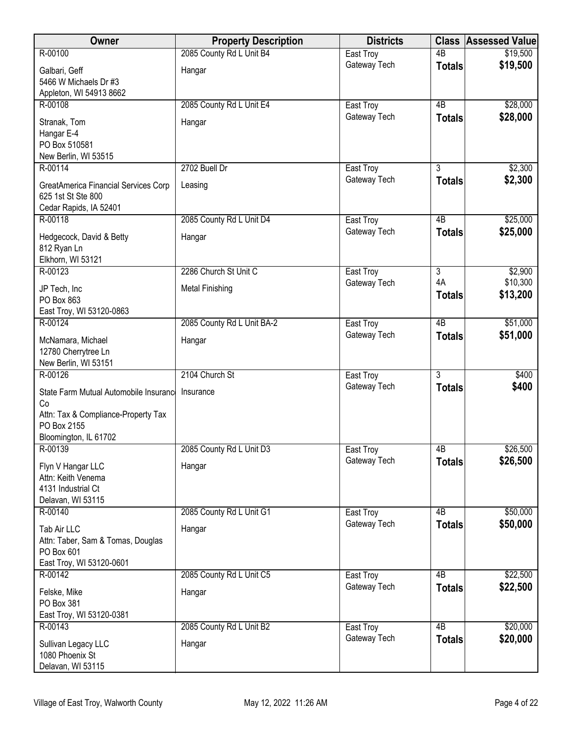| Owner | Property Description | Districts | Class | Assessed Value |
|---|---|---|---|---|
| R-00100 | 2085 County Rd L Unit B4 | East Troy | 4B | $19,500 |
| Galbari, Geff<br>5466 W Michaels Dr #3<br>Appleton, WI 54913 8662 | Hangar | Gateway Tech | **Totals** | **$19,500** |
| R-00108 | 2085 County Rd L Unit E4 | East Troy | 4B | $28,000 |
| Stranak, Tom<br>Hangar E-4<br>PO Box 510581<br>New Berlin, WI 53515 | Hangar | Gateway Tech | **Totals** | **$28,000** |
| R-00114 | 2702 Buell Dr | East Troy | 3 | $2,300 |
| GreatAmerica Financial Services Corp<br>625 1st St Ste 800<br>Cedar Rapids, IA 52401 | Leasing | Gateway Tech | **Totals** | **$2,300** |
| R-00118 | 2085 County Rd L Unit D4 | East Troy | 4B | $25,000 |
| Hedgecock, David & Betty<br>812 Ryan Ln<br>Elkhorn, WI 53121 | Hangar | Gateway Tech | **Totals** | **$25,000** |
| R-00123 | 2286 Church St Unit C | East Troy | 3 | $2,900 |
| JP Tech, Inc<br>PO Box 863<br>East Troy, WI 53120-0863 | Metal Finishing | Gateway Tech | 4A | $10,300 |
| | | | **Totals** | **$13,200** |
| R-00124 | 2085 County Rd L Unit BA-2 | East Troy | 4B | $51,000 |
| McNamara, Michael<br>12780 Cherrytree Ln<br>New Berlin, WI 53151 | Hangar | Gateway Tech | **Totals** | **$51,000** |
| R-00126 | 2104 Church St | East Troy | 3 | $400 |
| State Farm Mutual Automobile Insurance Co<br>Attn: Tax & Compliance-Property Tax<br>PO Box 2155<br>Bloomington, IL 61702 | Insurance | Gateway Tech | **Totals** | **$400** |
| R-00139 | 2085 County Rd L Unit D3 | East Troy | 4B | $26,500 |
| Flyn V Hangar LLC<br>Attn: Keith Venema<br>4131 Industrial Ct<br>Delavan, WI 53115 | Hangar | Gateway Tech | **Totals** | **$26,500** |
| R-00140 | 2085 County Rd L Unit G1 | East Troy | 4B | $50,000 |
| Tab Air LLC<br>Attn: Taber, Sam & Tomas, Douglas<br>PO Box 601<br>East Troy, WI 53120-0601 | Hangar | Gateway Tech | **Totals** | **$50,000** |
| R-00142 | 2085 County Rd L Unit C5 | East Troy | 4B | $22,500 |
| Felske, Mike<br>PO Box 381<br>East Troy, WI 53120-0381 | Hangar | Gateway Tech | **Totals** | **$22,500** |
| R-00143 | 2085 County Rd L Unit B2 | East Troy | 4B | $20,000 |
| Sullivan Legacy LLC<br>1080 Phoenix St<br>Delavan, WI 53115 | Hangar | Gateway Tech | **Totals** | **$20,000** |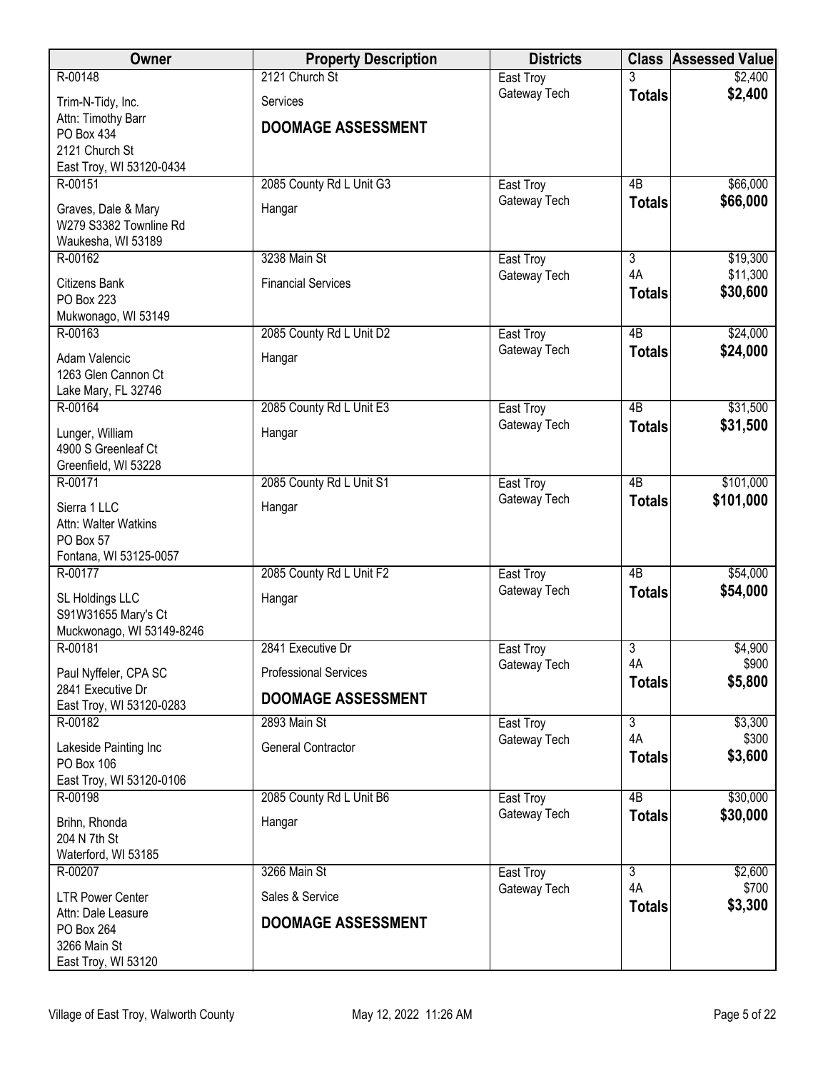| Owner | Property Description | Districts | Class | Assessed Value |
|---|---|---|---|---|
| R-00148<br>Trim-N-Tidy, Inc.<br>Attn: Timothy Barr<br>PO Box 434<br>2121 Church St<br>East Troy, WI 53120-0434 | 2121 Church St<br>Services<br>**DOOMAGE ASSESSMENT** | East Troy<br>Gateway Tech | 3<br>**Totals** | $2,400<br>**$2,400** |
| R-00151<br>Graves, Dale & Mary<br>W279 S3382 Townline Rd<br>Waukesha, WI 53189 | 2085 County Rd L Unit G3<br>Hangar | East Troy<br>Gateway Tech | 4B<br>**Totals** | $66,000<br>**$66,000** |
| R-00162<br>Citizens Bank<br>PO Box 223<br>Mukwonago, WI 53149 | 3238 Main St<br>Financial Services | East Troy<br>Gateway Tech | 3<br>4A<br>**Totals** | $19,300<br>$11,300<br>**$30,600** |
| R-00163<br>Adam Valencic<br>1263 Glen Cannon Ct<br>Lake Mary, FL 32746 | 2085 County Rd L Unit D2<br>Hangar | East Troy<br>Gateway Tech | 4B<br>**Totals** | $24,000<br>**$24,000** |
| R-00164<br>Lunger, William<br>4900 S Greenleaf Ct<br>Greenfield, WI 53228 | 2085 County Rd L Unit E3<br>Hangar | East Troy<br>Gateway Tech | 4B<br>**Totals** | $31,500<br>**$31,500** |
| R-00171<br>Sierra 1 LLC<br>Attn: Walter Watkins<br>PO Box 57<br>Fontana, WI 53125-0057 | 2085 County Rd L Unit S1<br>Hangar | East Troy<br>Gateway Tech | 4B<br>**Totals** | $101,000<br>**$101,000** |
| R-00177<br>SL Holdings LLC<br>S91W31655 Mary's Ct<br>Muckwonago, WI 53149-8246 | 2085 County Rd L Unit F2<br>Hangar | East Troy<br>Gateway Tech | 4B<br>**Totals** | $54,000<br>**$54,000** |
| R-00181<br>Paul Nyffeler, CPA SC<br>2841 Executive Dr<br>East Troy, WI 53120-0283 | 2841 Executive Dr<br>Professional Services<br>**DOOMAGE ASSESSMENT** | East Troy<br>Gateway Tech | 3<br>4A<br>**Totals** | $4,900<br>$900<br>**$5,800** |
| R-00182<br>Lakeside Painting Inc<br>PO Box 106<br>East Troy, WI 53120-0106 | 2893 Main St<br>General Contractor | East Troy<br>Gateway Tech | 3<br>4A<br>**Totals** | $3,300<br>$300<br>**$3,600** |
| R-00198<br>Brihn, Rhonda<br>204 N 7th St<br>Waterford, WI 53185 | 2085 County Rd L Unit B6<br>Hangar | East Troy<br>Gateway Tech | 4B<br>**Totals** | $30,000<br>**$30,000** |
| R-00207<br>LTR Power Center<br>Attn: Dale Leasure<br>PO Box 264<br>3266 Main St<br>East Troy, WI 53120 | 3266 Main St<br>Sales & Service<br>**DOOMAGE ASSESSMENT** | East Troy<br>Gateway Tech | 3<br>4A<br>**Totals** | $2,600<br>$700<br>**$3,300** |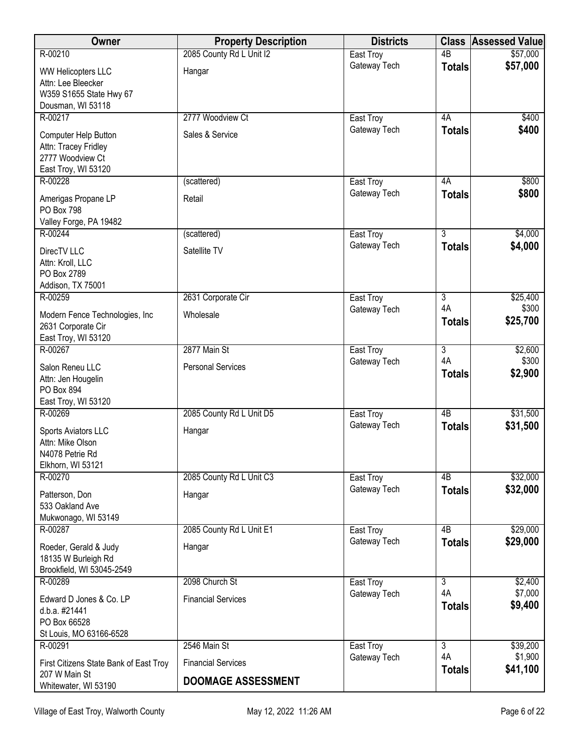| Owner | Property Description | Districts | Class | Assessed Value |
|---|---|---|---|---|
| R-00210<br>WW Helicopters LLC<br>Attn: Lee Bleecker<br>W359 S1655 State Hwy 67<br>Dousman, WI 53118 | 2085 County Rd L Unit I2<br>Hangar | East Troy<br>Gateway Tech | 4B<br>**Totals** | $57,000<br>**$57,000** |
| R-00217<br>Computer Help Button<br>Attn: Tracey Fridley<br>2777 Woodview Ct<br>East Troy, WI 53120 | 2777 Woodview Ct<br>Sales & Service | East Troy<br>Gateway Tech | 4A<br>**Totals** | $400<br>**$400** |
| R-00228<br>Amerigas Propane LP<br>PO Box 798<br>Valley Forge, PA 19482 | (scattered)<br>Retail | East Troy<br>Gateway Tech | 4A<br>**Totals** | $800<br>**$800** |
| R-00244<br>DirecTV LLC<br>Attn: Kroll, LLC<br>PO Box 2789<br>Addison, TX 75001 | (scattered)<br>Satellite TV | East Troy<br>Gateway Tech | 3<br>**Totals** | $4,000<br>**$4,000** |
| R-00259<br>Modern Fence Technologies, Inc<br>2631 Corporate Cir<br>East Troy, WI 53120 | 2631 Corporate Cir<br>Wholesale | East Troy<br>Gateway Tech | 3<br>4A<br>**Totals** | $25,400<br>$300<br>**$25,700** |
| R-00267<br>Salon Reneu LLC<br>Attn: Jen Hougelin<br>PO Box 894<br>East Troy, WI 53120 | 2877 Main St<br>Personal Services | East Troy<br>Gateway Tech | 3<br>4A<br>**Totals** | $2,600<br>$300<br>**$2,900** |
| R-00269<br>Sports Aviators LLC<br>Attn: Mike Olson<br>N4078 Petrie Rd<br>Elkhorn, WI 53121 | 2085 County Rd L Unit D5<br>Hangar | East Troy<br>Gateway Tech | 4B<br>**Totals** | $31,500<br>**$31,500** |
| R-00270<br>Patterson, Don<br>533 Oakland Ave<br>Mukwonago, WI 53149 | 2085 County Rd L Unit C3<br>Hangar | East Troy<br>Gateway Tech | 4B<br>**Totals** | $32,000<br>**$32,000** |
| R-00287<br>Roeder, Gerald & Judy<br>18135 W Burleigh Rd<br>Brookfield, WI 53045-2549 | 2085 County Rd L Unit E1<br>Hangar | East Troy<br>Gateway Tech | 4B<br>**Totals** | $29,000<br>**$29,000** |
| R-00289<br>Edward D Jones & Co. LP<br>d.b.a. #21441<br>PO Box 66528<br>St Louis, MO 63166-6528 | 2098 Church St<br>Financial Services | East Troy<br>Gateway Tech | 3<br>4A<br>**Totals** | $2,400<br>$7,000<br>**$9,400** |
| R-00291<br>First Citizens State Bank of East Troy<br>207 W Main St<br>Whitewater, WI 53190 | 2546 Main St<br>Financial Services<br>**DOOMAGE ASSESSMENT** | East Troy<br>Gateway Tech | 3<br>4A<br>**Totals** | $39,200<br>$1,900<br>**$41,100** |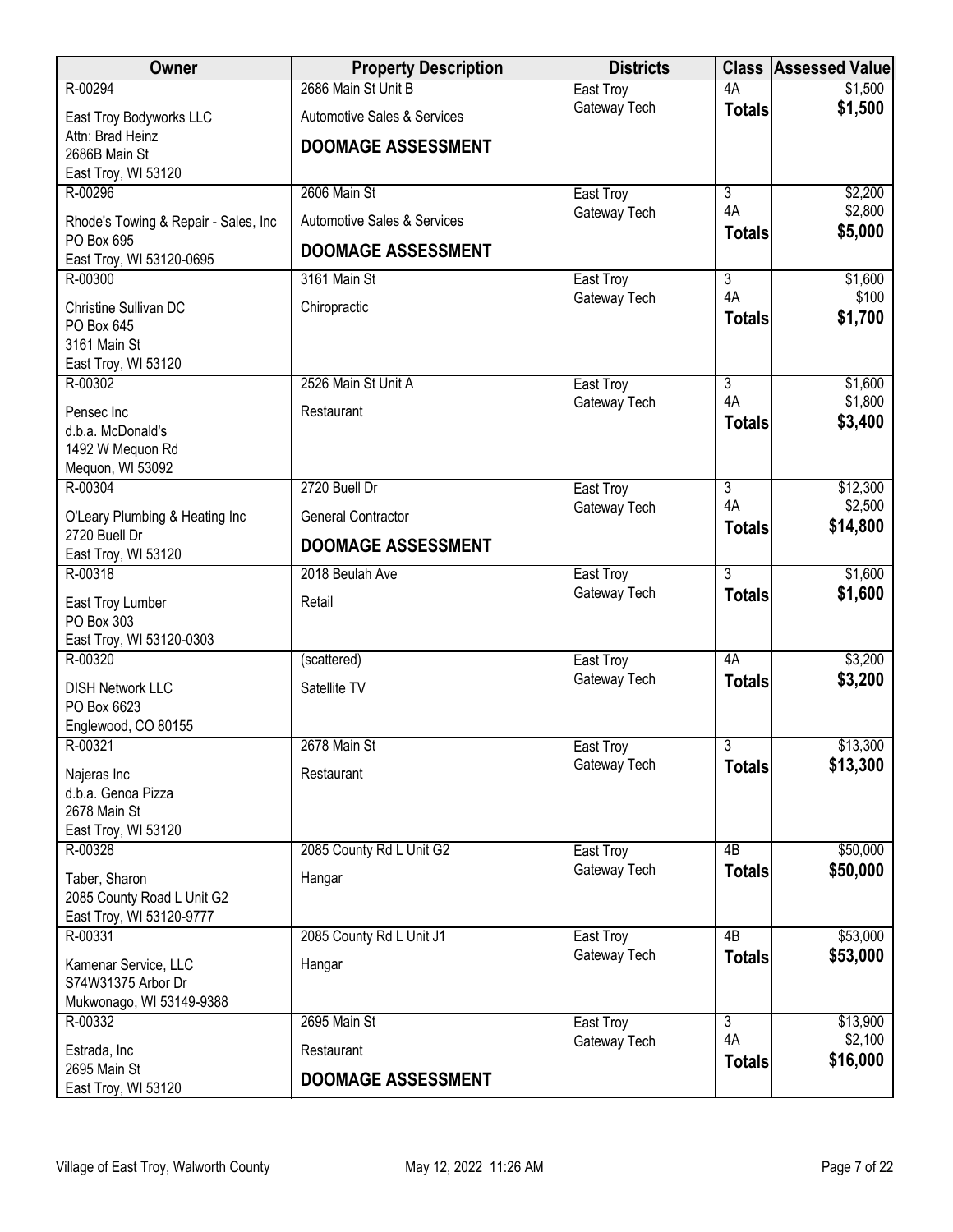| Owner | Property Description | Districts | Class | Assessed Value |
|---|---|---|---|---|
| R-00294<br>East Troy Bodyworks LLC<br>Attn: Brad Heinz<br>2686B Main St<br>East Troy, WI 53120 | 2686 Main St Unit B<br>Automotive Sales & Services<br>**DOOMAGE ASSESSMENT** | East Troy<br>Gateway Tech | 4A<br>**Totals** | $1,500<br>**$1,500** |
| R-00296<br>Rhode's Towing & Repair - Sales, Inc<br>PO Box 695<br>East Troy, WI 53120-0695 | 2606 Main St<br>Automotive Sales & Services<br>**DOOMAGE ASSESSMENT** | East Troy<br>Gateway Tech | 3<br>4A<br>**Totals** | $2,200<br>$2,800<br>**$5,000** |
| R-00300<br>Christine Sullivan DC<br>PO Box 645<br>3161 Main St<br>East Troy, WI 53120 | 3161 Main St<br>Chiropractic | East Troy<br>Gateway Tech | 3<br>4A<br>**Totals** | $1,600<br>$100<br>**$1,700** |
| R-00302<br>Pensec Inc<br>d.b.a. McDonald's<br>1492 W Mequon Rd<br>Mequon, WI 53092 | 2526 Main St Unit A<br>Restaurant | East Troy<br>Gateway Tech | 3<br>4A<br>**Totals** | $1,600<br>$1,800<br>**$3,400** |
| R-00304<br>O'Leary Plumbing & Heating Inc<br>2720 Buell Dr<br>East Troy, WI 53120 | 2720 Buell Dr<br>General Contractor<br>**DOOMAGE ASSESSMENT** | East Troy<br>Gateway Tech | 3<br>4A<br>**Totals** | $12,300<br>$2,500<br>**$14,800** |
| R-00318<br>East Troy Lumber<br>PO Box 303<br>East Troy, WI 53120-0303 | 2018 Beulah Ave<br>Retail | East Troy<br>Gateway Tech | 3<br>**Totals** | $1,600<br>**$1,600** |
| R-00320<br>DISH Network LLC<br>PO Box 6623<br>Englewood, CO 80155 | (scattered)<br>Satellite TV | East Troy<br>Gateway Tech | 4A<br>**Totals** | $3,200<br>**$3,200** |
| R-00321<br>Najeras Inc<br>d.b.a. Genoa Pizza<br>2678 Main St<br>East Troy, WI 53120 | 2678 Main St<br>Restaurant | East Troy<br>Gateway Tech | 3<br>**Totals** | $13,300<br>**$13,300** |
| R-00328<br>Taber, Sharon<br>2085 County Road L Unit G2<br>East Troy, WI 53120-9777 | 2085 County Rd L Unit G2<br>Hangar | East Troy<br>Gateway Tech | 4B<br>**Totals** | $50,000<br>**$50,000** |
| R-00331<br>Kamenar Service, LLC<br>S74W31375 Arbor Dr<br>Mukwonago, WI 53149-9388 | 2085 County Rd L Unit J1<br>Hangar | East Troy<br>Gateway Tech | 4B<br>**Totals** | $53,000<br>**$53,000** |
| R-00332<br>Estrada, Inc<br>2695 Main St<br>East Troy, WI 53120 | 2695 Main St<br>Restaurant<br>**DOOMAGE ASSESSMENT** | East Troy<br>Gateway Tech | 3<br>4A<br>**Totals** | $13,900<br>$2,100<br>**$16,000** |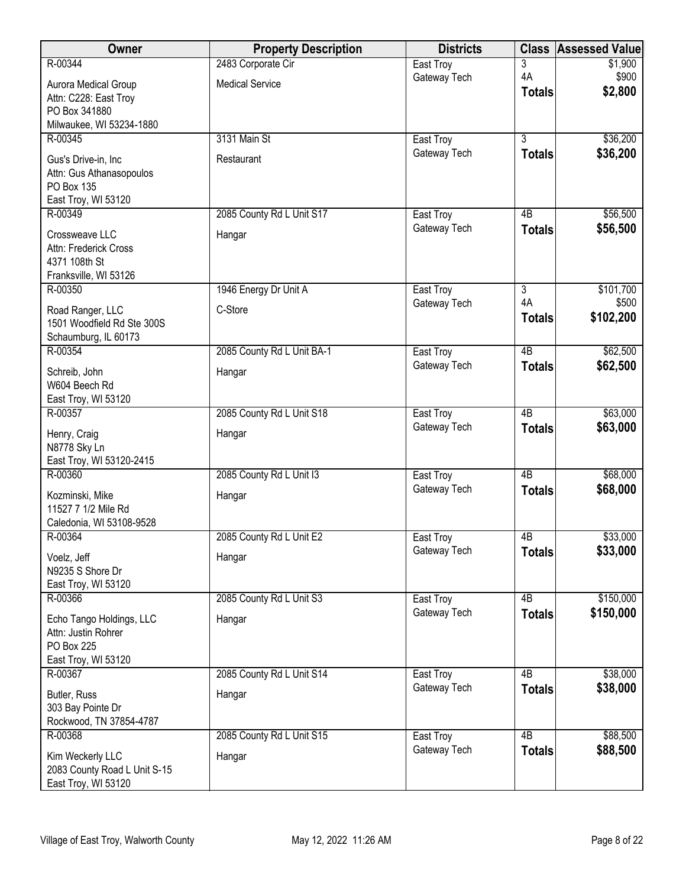| Owner | Property Description | Districts | Class | Assessed Value |
|---|---|---|---|---|
| R-00344<br>Aurora Medical Group<br>Attn: C228: East Troy<br>PO Box 341880<br>Milwaukee, WI 53234-1880 | 2483 Corporate Cir<br>Medical Service | East Troy<br>Gateway Tech | 3<br>4A<br>**Totals** | $1,900<br>$900<br>**$2,800** |
| R-00345<br>Gus's Drive-in, Inc<br>Attn: Gus Athanasopoulos<br>PO Box 135<br>East Troy, WI 53120 | 3131 Main St<br>Restaurant | East Troy<br>Gateway Tech | 3<br>**Totals** | $36,200<br>**$36,200** |
| R-00349<br>Crossweave LLC<br>Attn: Frederick Cross<br>4371 108th St<br>Franksville, WI 53126 | 2085 County Rd L Unit S17<br>Hangar | East Troy<br>Gateway Tech | 4B<br>**Totals** | $56,500<br>**$56,500** |
| R-00350<br>Road Ranger, LLC<br>1501 Woodfield Rd Ste 300S<br>Schaumburg, IL 60173 | 1946 Energy Dr Unit A<br>C-Store | East Troy<br>Gateway Tech | 3<br>4A<br>**Totals** | $101,700<br>$500<br>**$102,200** |
| R-00354<br>Schreib, John<br>W604 Beech Rd<br>East Troy, WI 53120 | 2085 County Rd L Unit BA-1<br>Hangar | East Troy<br>Gateway Tech | 4B<br>**Totals** | $62,500<br>**$62,500** |
| R-00357<br>Henry, Craig<br>N8778 Sky Ln<br>East Troy, WI 53120-2415 | 2085 County Rd L Unit S18<br>Hangar | East Troy<br>Gateway Tech | 4B<br>**Totals** | $63,000<br>**$63,000** |
| R-00360<br>Kozminski, Mike<br>11527 7 1/2 Mile Rd<br>Caledonia, WI 53108-9528 | 2085 County Rd L Unit I3<br>Hangar | East Troy<br>Gateway Tech | 4B<br>**Totals** | $68,000<br>**$68,000** |
| R-00364<br>Voelz, Jeff<br>N9235 S Shore Dr<br>East Troy, WI 53120 | 2085 County Rd L Unit E2<br>Hangar | East Troy<br>Gateway Tech | 4B<br>**Totals** | $33,000<br>**$33,000** |
| R-00366<br>Echo Tango Holdings, LLC<br>Attn: Justin Rohrer<br>PO Box 225<br>East Troy, WI 53120 | 2085 County Rd L Unit S3<br>Hangar | East Troy<br>Gateway Tech | 4B<br>**Totals** | $150,000<br>**$150,000** |
| R-00367<br>Butler, Russ<br>303 Bay Pointe Dr<br>Rockwood, TN 37854-4787 | 2085 County Rd L Unit S14<br>Hangar | East Troy<br>Gateway Tech | 4B<br>**Totals** | $38,000<br>**$38,000** |
| R-00368<br>Kim Weckerly LLC<br>2083 County Road L Unit S-15<br>East Troy, WI 53120 | 2085 County Rd L Unit S15<br>Hangar | East Troy<br>Gateway Tech | 4B<br>**Totals** | $88,500<br>**$88,500** |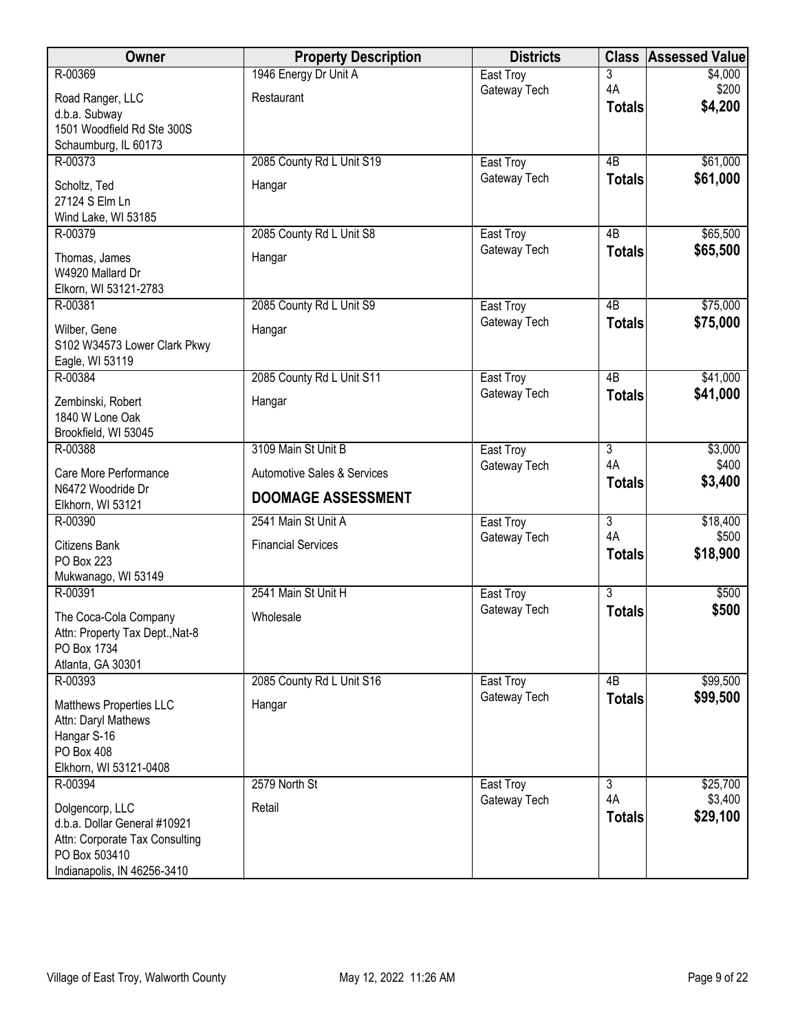| Owner | Property Description | Districts | Class | Assessed Value |
|---|---|---|---|---|
| R-00369<br>Road Ranger, LLC<br>d.b.a. Subway<br>1501 Woodfield Rd Ste 300S<br>Schaumburg, IL 60173 | 1946 Energy Dr Unit A<br>Restaurant | East Troy<br>Gateway Tech | 3<br>4A<br>**Totals** | $4,000<br>$200<br>**$4,200** |
| R-00373<br>Scholtz, Ted<br>27124 S Elm Ln<br>Wind Lake, WI 53185 | 2085 County Rd L Unit S19<br>Hangar | East Troy<br>Gateway Tech | 4B<br>**Totals** | $61,000<br>**$61,000** |
| R-00379<br>Thomas, James<br>W4920 Mallard Dr<br>Elkorn, WI 53121-2783 | 2085 County Rd L Unit S8<br>Hangar | East Troy<br>Gateway Tech | 4B<br>**Totals** | $65,500<br>**$65,500** |
| R-00381<br>Wilber, Gene<br>S102 W34573 Lower Clark Pkwy<br>Eagle, WI 53119 | 2085 County Rd L Unit S9<br>Hangar | East Troy<br>Gateway Tech | 4B<br>**Totals** | $75,000<br>**$75,000** |
| R-00384<br>Zembinski, Robert<br>1840 W Lone Oak<br>Brookfield, WI 53045 | 2085 County Rd L Unit S11<br>Hangar | East Troy<br>Gateway Tech | 4B<br>**Totals** | $41,000<br>**$41,000** |
| R-00388<br>Care More Performance<br>N6472 Woodride Dr<br>Elkhorn, WI 53121 | 3109 Main St Unit B<br>Automotive Sales & Services<br>**DOOMAGE ASSESSMENT** | East Troy<br>Gateway Tech | 3<br>4A<br>**Totals** | $3,000<br>$400<br>**$3,400** |
| R-00390<br>Citizens Bank<br>PO Box 223<br>Mukwanago, WI 53149 | 2541 Main St Unit A<br>Financial Services | East Troy<br>Gateway Tech | 3<br>4A<br>**Totals** | $18,400<br>$500<br>**$18,900** |
| R-00391<br>The Coca-Cola Company<br>Attn: Property Tax Dept.,Nat-8<br>PO Box 1734<br>Atlanta, GA 30301 | 2541 Main St Unit H<br>Wholesale | East Troy<br>Gateway Tech | 3<br>**Totals** | $500<br>**$500** |
| R-00393<br>Matthews Properties LLC<br>Attn: Daryl Mathews<br>Hangar S-16<br>PO Box 408<br>Elkhorn, WI 53121-0408 | 2085 County Rd L Unit S16<br>Hangar | East Troy<br>Gateway Tech | 4B<br>**Totals** | $99,500<br>**$99,500** |
| R-00394<br>Dolgencorp, LLC<br>d.b.a. Dollar General #10921<br>Attn: Corporate Tax Consulting<br>PO Box 503410<br>Indianapolis, IN 46256-3410 | 2579 North St<br>Retail | East Troy<br>Gateway Tech | 3<br>4A<br>**Totals** | $25,700<br>$3,400<br>**$29,100** |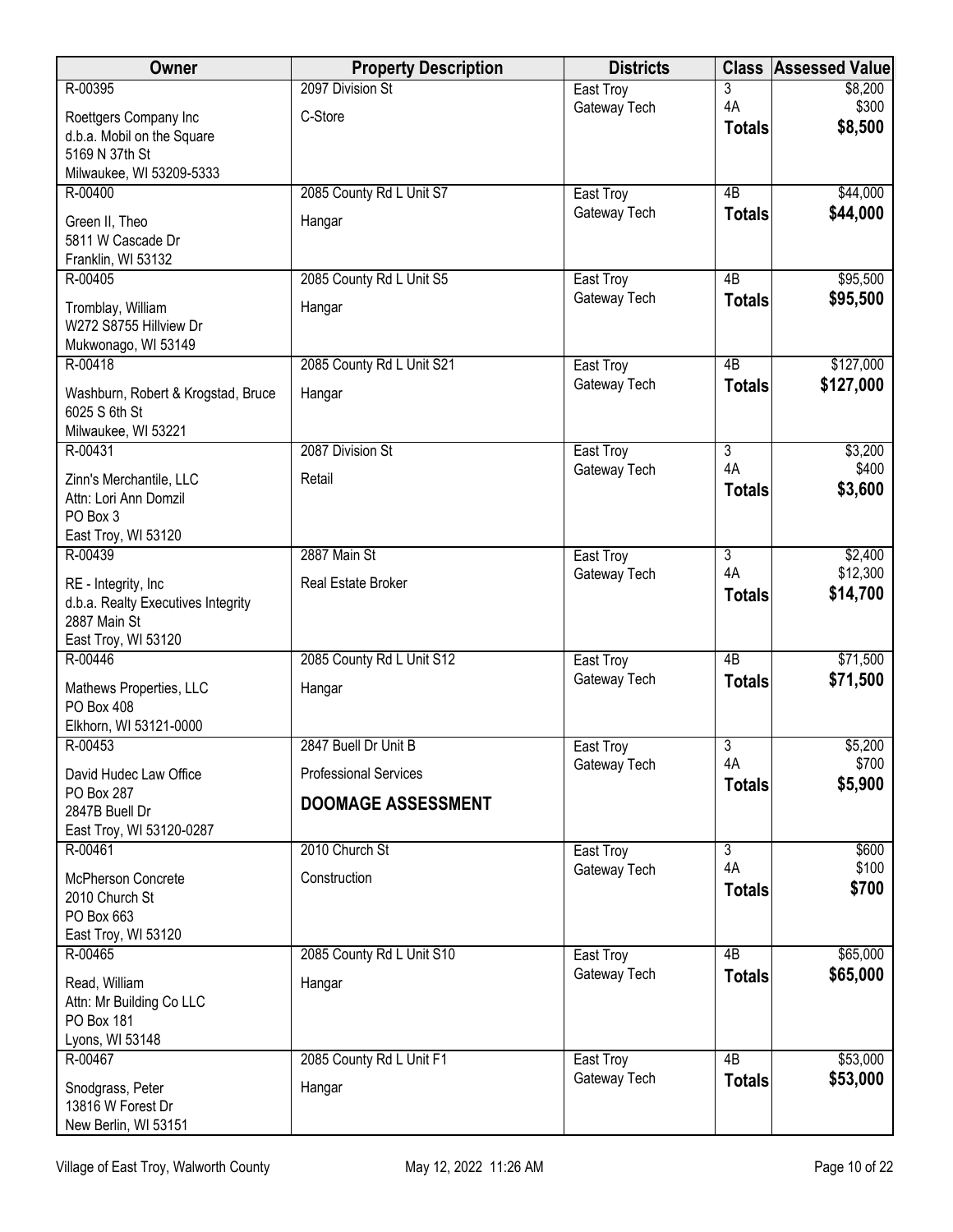| Owner | Property Description | Districts | Class | Assessed Value |
|---|---|---|---|---|
| R-00395<br>Roettgers Company Inc<br>d.b.a. Mobil on the Square<br>5169 N 37th St<br>Milwaukee, WI 53209-5333 | 2097 Division St<br>C-Store | East Troy<br>Gateway Tech | 3<br>4A<br>**Totals** | \$8,200<br>\$300<br>**\$8,500** |
| R-00400<br>Green II, Theo<br>5811 W Cascade Dr<br>Franklin, WI 53132 | 2085 County Rd L Unit S7<br>Hangar | East Troy<br>Gateway Tech | 4B<br>**Totals** | \$44,000<br>**\$44,000** |
| R-00405<br>Tromblay, William<br>W272 S8755 Hillview Dr<br>Mukwonago, WI 53149 | 2085 County Rd L Unit S5<br>Hangar | East Troy<br>Gateway Tech | 4B<br>**Totals** | \$95,500<br>**\$95,500** |
| R-00418<br>Washburn, Robert & Krogstad, Bruce<br>6025 S 6th St<br>Milwaukee, WI 53221 | 2085 County Rd L Unit S21<br>Hangar | East Troy<br>Gateway Tech | 4B<br>**Totals** | \$127,000<br>**\$127,000** |
| R-00431<br>Zinn's Merchantile, LLC<br>Attn: Lori Ann Domzil<br>PO Box 3<br>East Troy, WI 53120 | 2087 Division St<br>Retail | East Troy<br>Gateway Tech | 3<br>4A<br>**Totals** | \$3,200<br>\$400<br>**\$3,600** |
| R-00439<br>RE - Integrity, Inc<br>d.b.a. Realty Executives Integrity<br>2887 Main St<br>East Troy, WI 53120 | 2887 Main St<br>Real Estate Broker | East Troy<br>Gateway Tech | 3<br>4A<br>**Totals** | \$2,400<br>\$12,300<br>**\$14,700** |
| R-00446<br>Mathews Properties, LLC<br>PO Box 408<br>Elkhorn, WI 53121-0000 | 2085 County Rd L Unit S12<br>Hangar | East Troy<br>Gateway Tech | 4B<br>**Totals** | \$71,500<br>**\$71,500** |
| R-00453<br>David Hudec Law Office<br>PO Box 287<br>2847B Buell Dr<br>East Troy, WI 53120-0287 | 2847 Buell Dr Unit B<br>Professional Services<br>**DOOMAGE ASSESSMENT** | East Troy<br>Gateway Tech | 3<br>4A<br>**Totals** | \$5,200<br>\$700<br>**\$5,900** |
| R-00461<br>McPherson Concrete<br>2010 Church St<br>PO Box 663<br>East Troy, WI 53120 | 2010 Church St<br>Construction | East Troy<br>Gateway Tech | 3<br>4A<br>**Totals** | \$600<br>\$100<br>**\$700** |
| R-00465<br>Read, William<br>Attn: Mr Building Co LLC<br>PO Box 181<br>Lyons, WI 53148 | 2085 County Rd L Unit S10<br>Hangar | East Troy<br>Gateway Tech | 4B<br>**Totals** | \$65,000<br>**\$65,000** |
| R-00467<br>Snodgrass, Peter<br>13816 W Forest Dr<br>New Berlin, WI 53151 | 2085 County Rd L Unit F1<br>Hangar | East Troy<br>Gateway Tech | 4B<br>**Totals** | \$53,000<br>**\$53,000** |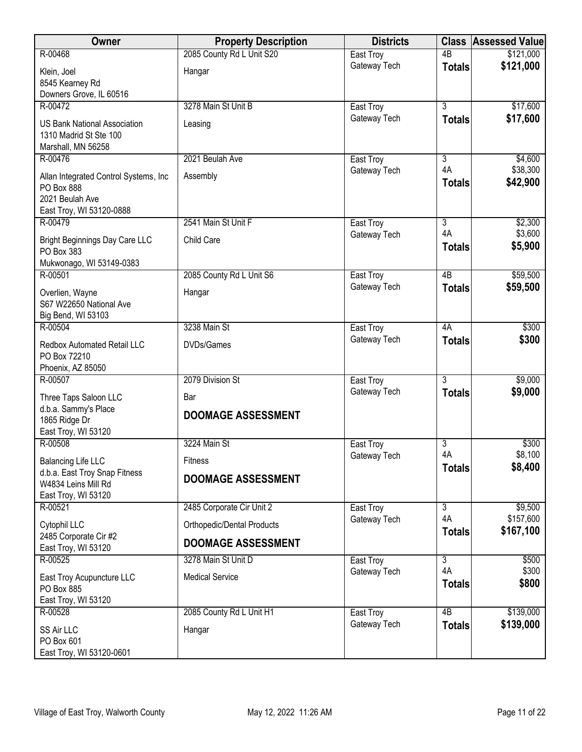| Owner | Property Description | Districts | Class | Assessed Value |
|---|---|---|---|---|
| R-00468<br>Klein, Joel<br>8545 Kearney Rd<br>Downers Grove, IL 60516 | 2085 County Rd L Unit S20<br>Hangar | East Troy<br>Gateway Tech | 4B<br>**Totals** | $121,000<br>**$121,000** |
| R-00472<br>US Bank National Association<br>1310 Madrid St Ste 100<br>Marshall, MN 56258 | 3278 Main St Unit B<br>Leasing | East Troy<br>Gateway Tech | 3<br>**Totals** | $17,600<br>**$17,600** |
| R-00476<br>Allan Integrated Control Systems, Inc<br>PO Box 888<br>2021 Beulah Ave<br>East Troy, WI 53120-0888 | 2021 Beulah Ave<br>Assembly | East Troy<br>Gateway Tech | 3<br>4A<br>**Totals** | $4,600<br>$38,300<br>**$42,900** |
| R-00479<br>Bright Beginnings Day Care LLC<br>PO Box 383<br>Mukwonago, WI 53149-0383 | 2541 Main St Unit F<br>Child Care | East Troy<br>Gateway Tech | 3<br>4A<br>**Totals** | $2,300<br>$3,600<br>**$5,900** |
| R-00501<br>Overlien, Wayne<br>S67 W22650 National Ave<br>Big Bend, WI 53103 | 2085 County Rd L Unit S6<br>Hangar | East Troy<br>Gateway Tech | 4B<br>**Totals** | $59,500<br>**$59,500** |
| R-00504<br>Redbox Automated Retail LLC<br>PO Box 72210<br>Phoenix, AZ 85050 | 3238 Main St<br>DVDs/Games | East Troy<br>Gateway Tech | 4A<br>**Totals** | $300<br>**$300** |
| R-00507<br>Three Taps Saloon LLC<br>d.b.a. Sammy's Place<br>1865 Ridge Dr<br>East Troy, WI 53120 | 2079 Division St<br>Bar<br>**DOOMAGE ASSESSMENT** | East Troy<br>Gateway Tech | 3<br>**Totals** | $9,000<br>**$9,000** |
| R-00508<br>Balancing Life LLC<br>d.b.a. East Troy Snap Fitness<br>W4834 Leins Mill Rd<br>East Troy, WI 53120 | 3224 Main St<br>Fitness<br>**DOOMAGE ASSESSMENT** | East Troy<br>Gateway Tech | 3<br>4A<br>**Totals** | $300<br>$8,100<br>**$8,400** |
| R-00521<br>Cytophil LLC<br>2485 Corporate Cir #2<br>East Troy, WI 53120 | 2485 Corporate Cir Unit 2<br>Orthopedic/Dental Products<br>**DOOMAGE ASSESSMENT** | East Troy<br>Gateway Tech | 3<br>4A<br>**Totals** | $9,500<br>$157,600<br>**$167,100** |
| R-00525<br>East Troy Acupuncture LLC<br>PO Box 885<br>East Troy, WI 53120 | 3278 Main St Unit D<br>Medical Service | East Troy<br>Gateway Tech | 3<br>4A<br>**Totals** | $500<br>$300<br>**$800** |
| R-00528<br>SS Air LLC<br>PO Box 601<br>East Troy, WI 53120-0601 | 2085 County Rd L Unit H1<br>Hangar | East Troy<br>Gateway Tech | 4B<br>**Totals** | $139,000<br>**$139,000** |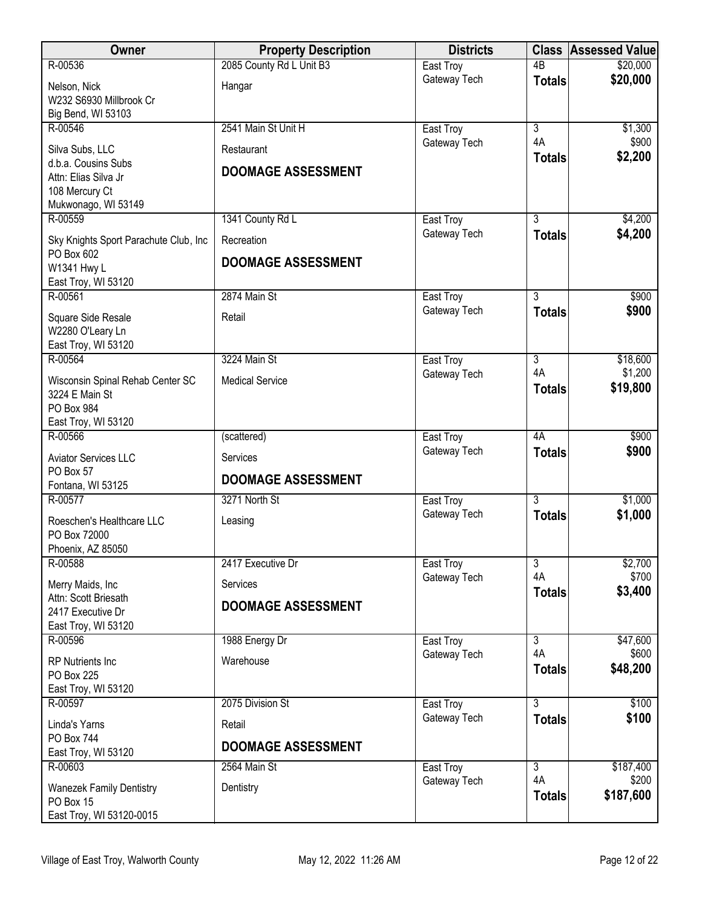| Owner | Property Description | Districts | Class | Assessed Value |
|---|---|---|---|---|
| R-00536<br>Nelson, Nick<br>W232 S6930 Millbrook Cr<br>Big Bend, WI 53103 | 2085 County Rd L Unit B3<br>Hangar | East Troy<br>Gateway Tech | 4B<br>**Totals** | $20,000<br>**$20,000** |
| R-00546<br>Silva Subs, LLC<br>d.b.a. Cousins Subs<br>Attn: Elias Silva Jr<br>108 Mercury Ct<br>Mukwonago, WI 53149 | 2541 Main St Unit H<br>Restaurant<br>**DOOMAGE ASSESSMENT** | East Troy<br>Gateway Tech | 3<br>4A<br>**Totals** | $1,300<br>$900<br>**$2,200** |
| R-00559<br>Sky Knights Sport Parachute Club, Inc<br>PO Box 602<br>W1341 Hwy L<br>East Troy, WI 53120 | 1341 County Rd L<br>Recreation<br>**DOOMAGE ASSESSMENT** | East Troy<br>Gateway Tech | 3<br>**Totals** | $4,200<br>**$4,200** |
| R-00561<br>Square Side Resale<br>W2280 O'Leary Ln<br>East Troy, WI 53120 | 2874 Main St<br>Retail | East Troy<br>Gateway Tech | 3<br>**Totals** | $900<br>**$900** |
| R-00564<br>Wisconsin Spinal Rehab Center SC<br>3224 E Main St<br>PO Box 984<br>East Troy, WI 53120 | 3224 Main St<br>Medical Service | East Troy<br>Gateway Tech | 3<br>4A<br>**Totals** | $18,600<br>$1,200<br>**$19,800** |
| R-00566<br>Aviator Services LLC<br>PO Box 57<br>Fontana, WI 53125 | (scattered)<br>Services<br>**DOOMAGE ASSESSMENT** | East Troy<br>Gateway Tech | 4A<br>**Totals** | $900<br>**$900** |
| R-00577<br>Roeschen's Healthcare LLC<br>PO Box 72000<br>Phoenix, AZ 85050 | 3271 North St<br>Leasing | East Troy<br>Gateway Tech | 3<br>**Totals** | $1,000<br>**$1,000** |
| R-00588<br>Merry Maids, Inc<br>Attn: Scott Briesath<br>2417 Executive Dr<br>East Troy, WI 53120 | 2417 Executive Dr<br>Services<br>**DOOMAGE ASSESSMENT** | East Troy<br>Gateway Tech | 3<br>4A<br>**Totals** | $2,700<br>$700<br>**$3,400** |
| R-00596<br>RP Nutrients Inc<br>PO Box 225<br>East Troy, WI 53120 | 1988 Energy Dr<br>Warehouse | East Troy<br>Gateway Tech | 3<br>4A<br>**Totals** | $47,600<br>$600<br>**$48,200** |
| R-00597<br>Linda's Yarns<br>PO Box 744<br>East Troy, WI 53120 | 2075 Division St<br>Retail<br>**DOOMAGE ASSESSMENT** | East Troy<br>Gateway Tech | 3<br>**Totals** | $100<br>**$100** |
| R-00603<br>Wanezek Family Dentistry<br>PO Box 15<br>East Troy, WI 53120-0015 | 2564 Main St<br>Dentistry | East Troy<br>Gateway Tech | 3<br>4A<br>**Totals** | $187,400<br>$200<br>**$187,600** |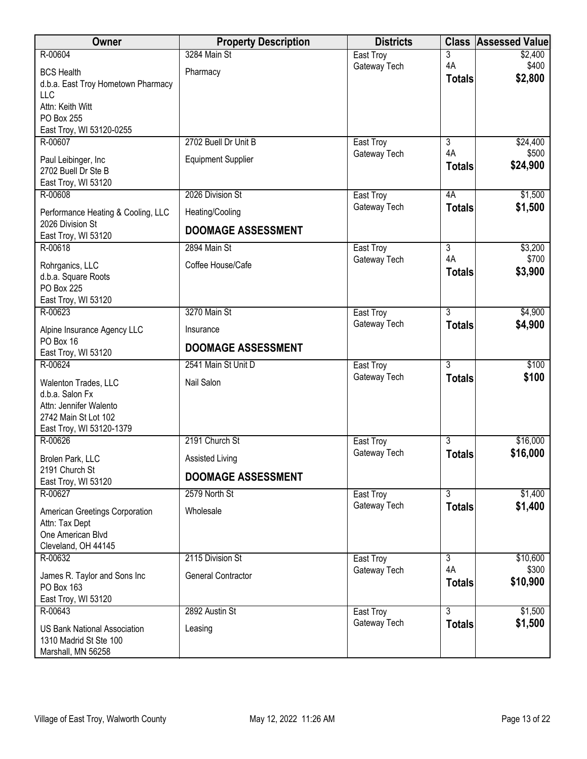| Owner | Property Description | Districts | Class | Assessed Value |
|---|---|---|---|---|
| R-00604<br>BCS Health<br>d.b.a. East Troy Hometown Pharmacy LLC<br>Attn: Keith Witt<br>PO Box 255<br>East Troy, WI 53120-0255 | 3284 Main St<br>Pharmacy | East Troy<br>Gateway Tech | 3<br>4A<br>**Totals** | \$2,400<br>\$400<br>**\$2,800** |
| R-00607<br>Paul Leibinger, Inc<br>2702 Buell Dr Ste B<br>East Troy, WI 53120 | 2702 Buell Dr Unit B<br>Equipment Supplier | East Troy<br>Gateway Tech | 3<br>4A<br>**Totals** | \$24,400<br>\$500<br>**\$24,900** |
| R-00608<br>Performance Heating & Cooling, LLC<br>2026 Division St<br>East Troy, WI 53120 | 2026 Division St<br>Heating/Cooling<br>**DOOMAGE ASSESSMENT** | East Troy<br>Gateway Tech | 4A<br>**Totals** | \$1,500<br>**\$1,500** |
| R-00618<br>Rohrganics, LLC<br>d.b.a. Square Roots<br>PO Box 225<br>East Troy, WI 53120 | 2894 Main St<br>Coffee House/Cafe | East Troy<br>Gateway Tech | 3<br>4A<br>**Totals** | \$3,200<br>\$700<br>**\$3,900** |
| R-00623<br>Alpine Insurance Agency LLC<br>PO Box 16<br>East Troy, WI 53120 | 3270 Main St<br>Insurance<br>**DOOMAGE ASSESSMENT** | East Troy<br>Gateway Tech | 3<br>**Totals** | \$4,900<br>**\$4,900** |
| R-00624<br>Walenton Trades, LLC<br>d.b.a. Salon Fx<br>Attn: Jennifer Walento<br>2742 Main St Lot 102<br>East Troy, WI 53120-1379 | 2541 Main St Unit D<br>Nail Salon | East Troy<br>Gateway Tech | 3<br>**Totals** | \$100<br>**\$100** |
| R-00626<br>Brolen Park, LLC<br>2191 Church St<br>East Troy, WI 53120 | 2191 Church St<br>Assisted Living<br>**DOOMAGE ASSESSMENT** | East Troy<br>Gateway Tech | 3<br>**Totals** | \$16,000<br>**\$16,000** |
| R-00627<br>American Greetings Corporation<br>Attn: Tax Dept<br>One American Blvd<br>Cleveland, OH 44145 | 2579 North St<br>Wholesale | East Troy<br>Gateway Tech | 3<br>**Totals** | \$1,400<br>**\$1,400** |
| R-00632<br>James R. Taylor and Sons Inc<br>PO Box 163<br>East Troy, WI 53120 | 2115 Division St<br>General Contractor | East Troy<br>Gateway Tech | 3<br>4A<br>**Totals** | \$10,600<br>\$300<br>**\$10,900** |
| R-00643<br>US Bank National Association<br>1310 Madrid St Ste 100<br>Marshall, MN 56258 | 2892 Austin St<br>Leasing | East Troy<br>Gateway Tech | 3<br>**Totals** | \$1,500<br>**\$1,500** |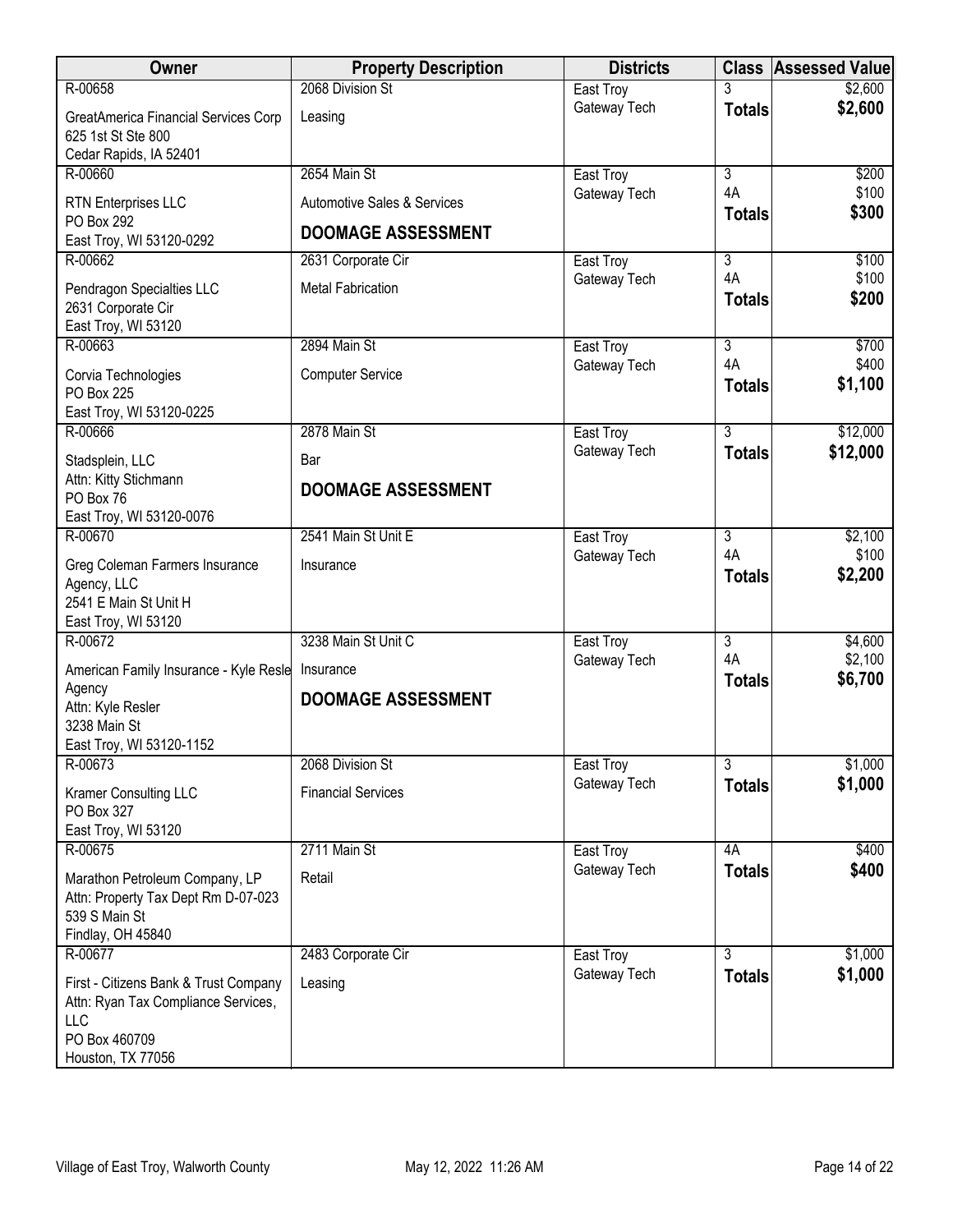| Owner | Property Description | Districts | Class | Assessed Value |
|---|---|---|---|---|
| R-00658 | 2068 Division St | East Troy | 3 | $2,600 |
| GreatAmerica Financial Services Corp<br>625 1st St Ste 800<br>Cedar Rapids, IA 52401 | Leasing | Gateway Tech | **Totals** | **$2,600** |
| R-00660 | 2654 Main St | East Troy | 3 | $200 |
| RTN Enterprises LLC<br>PO Box 292<br>East Troy, WI 53120-0292 | Automotive Sales & Services<br>**DOOMAGE ASSESSMENT** | Gateway Tech | 4A | $100 |
| | | | **Totals** | **$300** |
| R-00662 | 2631 Corporate Cir | East Troy | 3 | $100 |
| Pendragon Specialties LLC<br>2631 Corporate Cir<br>East Troy, WI 53120 | Metal Fabrication | Gateway Tech | 4A | $100 |
| | | | **Totals** | **$200** |
| R-00663 | 2894 Main St | East Troy | 3 | $700 |
| Corvia Technologies<br>PO Box 225<br>East Troy, WI 53120-0225 | Computer Service | Gateway Tech | 4A | $400 |
| | | | **Totals** | **$1,100** |
| R-00666 | 2878 Main St | East Troy | 3 | $12,000 |
| Stadsplein, LLC<br>Attn: Kitty Stichmann<br>PO Box 76<br>East Troy, WI 53120-0076 | Bar<br>**DOOMAGE ASSESSMENT** | Gateway Tech | **Totals** | **$12,000** |
| R-00670 | 2541 Main St Unit E | East Troy | 3 | $2,100 |
| Greg Coleman Farmers Insurance Agency, LLC<br>2541 E Main St Unit H<br>East Troy, WI 53120 | Insurance | Gateway Tech | 4A | $100 |
| | | | **Totals** | **$2,200** |
| R-00672 | 3238 Main St Unit C | East Troy | 3 | $4,600 |
| American Family Insurance - Kyle Resle Agency<br>Attn: Kyle Resler<br>3238 Main St<br>East Troy, WI 53120-1152 | Insurance<br>**DOOMAGE ASSESSMENT** | Gateway Tech | 4A | $2,100 |
| | | | **Totals** | **$6,700** |
| R-00673 | 2068 Division St | East Troy | 3 | $1,000 |
| Kramer Consulting LLC<br>PO Box 327<br>East Troy, WI 53120 | Financial Services | Gateway Tech | **Totals** | **$1,000** |
| R-00675 | 2711 Main St | East Troy | 4A | $400 |
| Marathon Petroleum Company, LP<br>Attn: Property Tax Dept Rm D-07-023<br>539 S Main St<br>Findlay, OH 45840 | Retail | Gateway Tech | **Totals** | **$400** |
| R-00677 | 2483 Corporate Cir | East Troy | 3 | $1,000 |
| First - Citizens Bank & Trust Company<br>Attn: Ryan Tax Compliance Services, LLC<br>PO Box 460709<br>Houston, TX 77056 | Leasing | Gateway Tech | **Totals** | **$1,000** |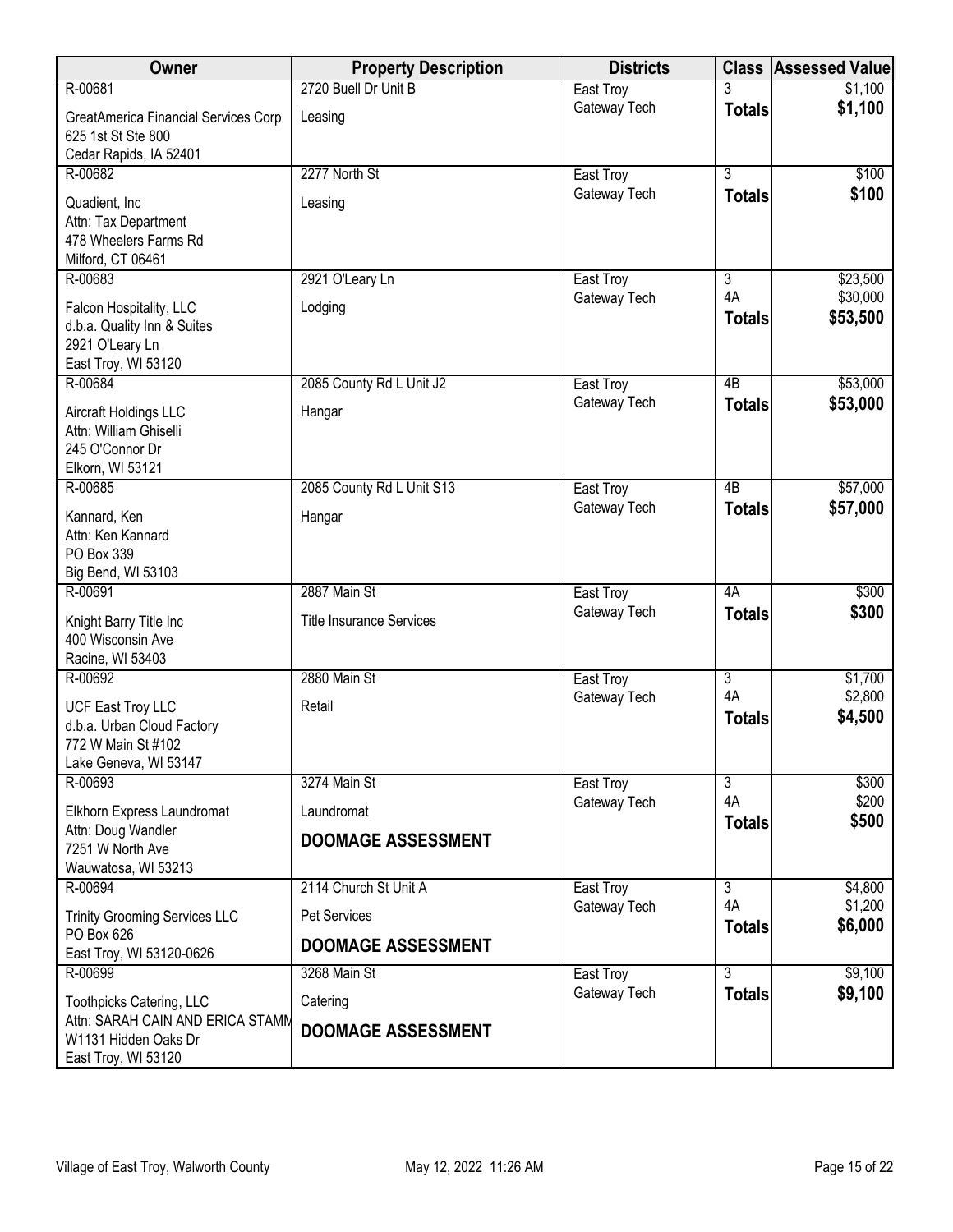| Owner | Property Description | Districts | Class | Assessed Value |
|---|---|---|---|---|
| R-00681<br>GreatAmerica Financial Services Corp<br>625 1st St Ste 800<br>Cedar Rapids, IA 52401 | 2720 Buell Dr Unit B<br>Leasing | East Troy<br>Gateway Tech | 3<br>**Totals** | $1,100<br>**$1,100** |
| R-00682<br>Quadient, Inc<br>Attn: Tax Department<br>478 Wheelers Farms Rd<br>Milford, CT 06461 | 2277 North St<br>Leasing | East Troy<br>Gateway Tech | 3<br>**Totals** | $100<br>**$100** |
| R-00683<br>Falcon Hospitality, LLC<br>d.b.a. Quality Inn & Suites<br>2921 O'Leary Ln<br>East Troy, WI 53120 | 2921 O'Leary Ln<br>Lodging | East Troy<br>Gateway Tech | 3<br>4A<br>**Totals** | $23,500<br>$30,000<br>**$53,500** |
| R-00684<br>Aircraft Holdings LLC<br>Attn: William Ghiselli<br>245 O'Connor Dr<br>Elkorn, WI 53121 | 2085 County Rd L Unit J2<br>Hangar | East Troy<br>Gateway Tech | 4B<br>**Totals** | $53,000<br>**$53,000** |
| R-00685<br>Kannard, Ken<br>Attn: Ken Kannard<br>PO Box 339<br>Big Bend, WI 53103 | 2085 County Rd L Unit S13<br>Hangar | East Troy<br>Gateway Tech | 4B<br>**Totals** | $57,000<br>**$57,000** |
| R-00691<br>Knight Barry Title Inc<br>400 Wisconsin Ave<br>Racine, WI 53403 | 2887 Main St<br>Title Insurance Services | East Troy<br>Gateway Tech | 4A<br>**Totals** | $300<br>**$300** |
| R-00692<br>UCF East Troy LLC<br>d.b.a. Urban Cloud Factory<br>772 W Main St #102<br>Lake Geneva, WI 53147 | 2880 Main St<br>Retail | East Troy<br>Gateway Tech | 3<br>4A<br>**Totals** | $1,700<br>$2,800<br>**$4,500** |
| R-00693<br>Elkhorn Express Laundromat<br>Attn: Doug Wandler<br>7251 W North Ave<br>Wauwatosa, WI 53213 | 3274 Main St<br>Laundromat<br>**DOOMAGE ASSESSMENT** | East Troy<br>Gateway Tech | 3<br>4A<br>**Totals** | $300<br>$200<br>**$500** |
| R-00694<br>Trinity Grooming Services LLC<br>PO Box 626<br>East Troy, WI 53120-0626 | 2114 Church St Unit A<br>Pet Services<br>**DOOMAGE ASSESSMENT** | East Troy<br>Gateway Tech | 3<br>4A<br>**Totals** | $4,800<br>$1,200<br>**$6,000** |
| R-00699<br>Toothpicks Catering, LLC<br>Attn: SARAH CAIN AND ERICA STAMM<br>W1131 Hidden Oaks Dr<br>East Troy, WI 53120 | 3268 Main St<br>Catering<br>**DOOMAGE ASSESSMENT** | East Troy<br>Gateway Tech | 3<br>**Totals** | $9,100<br>**$9,100** |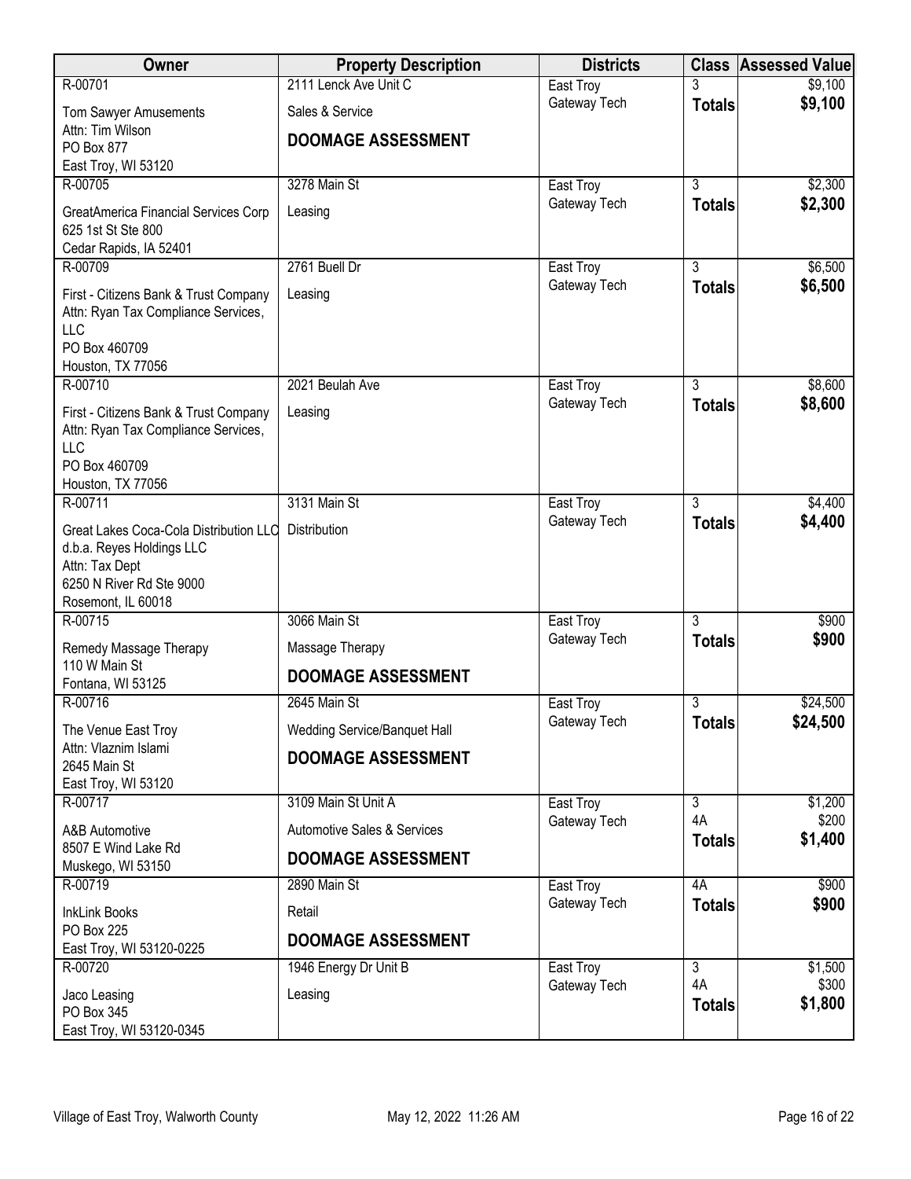| Owner | Property Description | Districts | Class | Assessed Value |
|---|---|---|---|---|
| R-00701<br>Tom Sawyer Amusements<br>Attn: Tim Wilson<br>PO Box 877<br>East Troy, WI 53120 | 2111 Lenck Ave Unit C<br>Sales & Service<br>**DOOMAGE ASSESSMENT** | East Troy<br>Gateway Tech | 3<br>**Totals** | \$9,100<br>**\$9,100** |
| R-00705<br>GreatAmerica Financial Services Corp<br>625 1st St Ste 800<br>Cedar Rapids, IA 52401 | 3278 Main St<br>Leasing | East Troy<br>Gateway Tech | 3<br>**Totals** | \$2,300<br>**\$2,300** |
| R-00709<br>First - Citizens Bank & Trust Company<br>Attn: Ryan Tax Compliance Services, LLC<br>PO Box 460709<br>Houston, TX 77056 | 2761 Buell Dr<br>Leasing | East Troy<br>Gateway Tech | 3<br>**Totals** | \$6,500<br>**\$6,500** |
| R-00710<br>First - Citizens Bank & Trust Company<br>Attn: Ryan Tax Compliance Services, LLC<br>PO Box 460709<br>Houston, TX 77056 | 2021 Beulah Ave<br>Leasing | East Troy<br>Gateway Tech | 3<br>**Totals** | \$8,600<br>**\$8,600** |
| R-00711<br>Great Lakes Coca-Cola Distribution LLC<br>d.b.a. Reyes Holdings LLC<br>Attn: Tax Dept<br>6250 N River Rd Ste 9000<br>Rosemont, IL 60018 | 3131 Main St<br>Distribution | East Troy<br>Gateway Tech | 3<br>**Totals** | \$4,400<br>**\$4,400** |
| R-00715<br>Remedy Massage Therapy<br>110 W Main St<br>Fontana, WI 53125 | 3066 Main St<br>Massage Therapy<br>**DOOMAGE ASSESSMENT** | East Troy<br>Gateway Tech | 3<br>**Totals** | \$900<br>**\$900** |
| R-00716<br>The Venue East Troy<br>Attn: Vlaznim Islami<br>2645 Main St<br>East Troy, WI 53120 | 2645 Main St<br>Wedding Service/Banquet Hall<br>**DOOMAGE ASSESSMENT** | East Troy<br>Gateway Tech | 3<br>**Totals** | \$24,500<br>**\$24,500** |
| R-00717<br>A&B Automotive<br>8507 E Wind Lake Rd<br>Muskego, WI 53150 | 3109 Main St Unit A<br>Automotive Sales & Services<br>**DOOMAGE ASSESSMENT** | East Troy<br>Gateway Tech | 3<br>4A<br>**Totals** | \$1,200<br>\$200<br>**\$1,400** |
| R-00719<br>InkLink Books<br>PO Box 225<br>East Troy, WI 53120-0225 | 2890 Main St<br>Retail<br>**DOOMAGE ASSESSMENT** | East Troy<br>Gateway Tech | 4A<br>**Totals** | \$900<br>**\$900** |
| R-00720<br>Jaco Leasing<br>PO Box 345<br>East Troy, WI 53120-0345 | 1946 Energy Dr Unit B<br>Leasing | East Troy<br>Gateway Tech | 3<br>4A<br>**Totals** | \$1,500<br>\$300<br>**\$1,800** |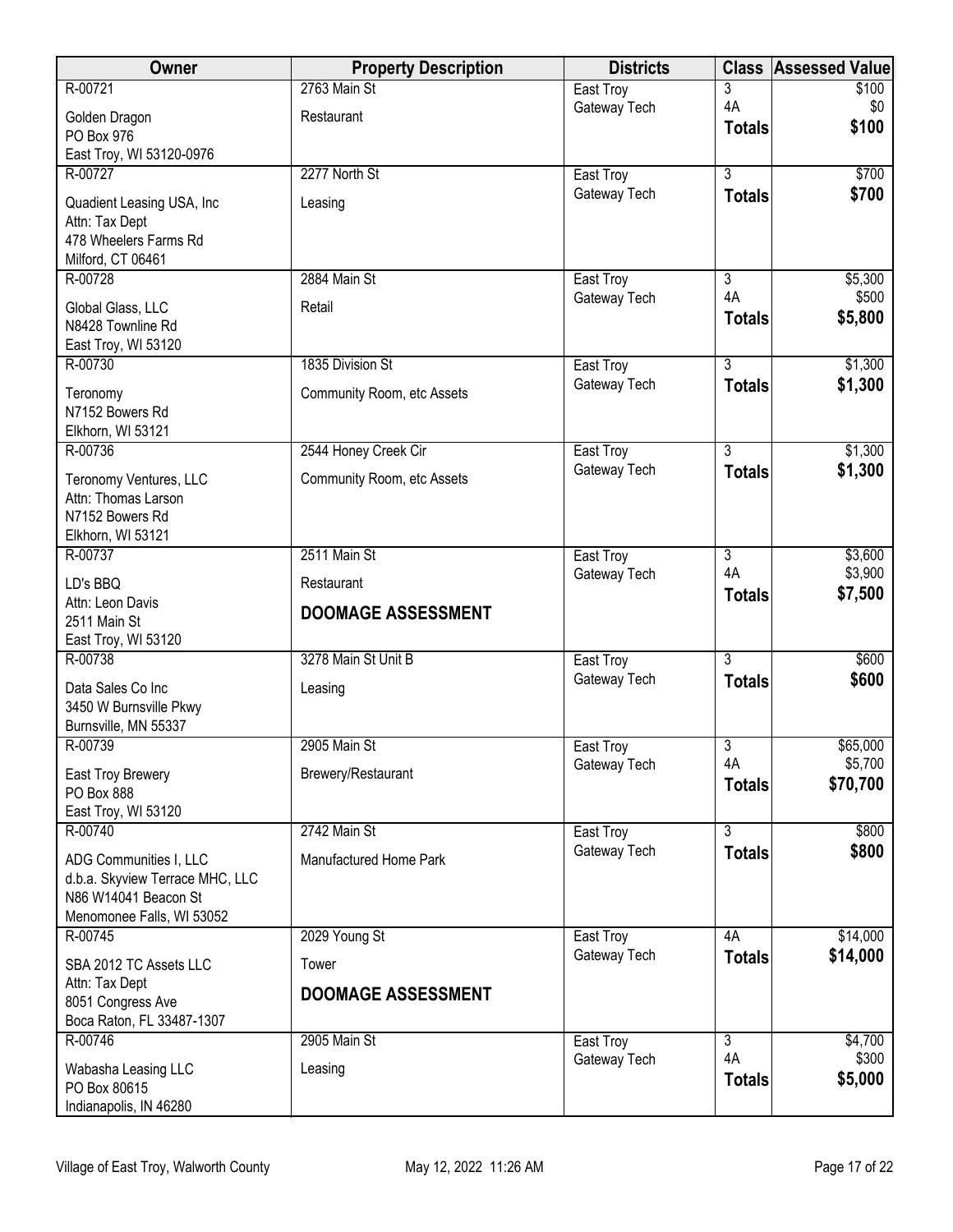| Owner | Property Description | Districts | Class | Assessed Value |
|---|---|---|---|---|
| R-00721<br>Golden Dragon<br>PO Box 976<br>East Troy, WI 53120-0976 | 2763 Main St<br>Restaurant | East Troy<br>Gateway Tech | 3<br>4A<br>**Totals** | $100<br>$0<br>**$100** |
| R-00727<br>Quadient Leasing USA, Inc<br>Attn: Tax Dept<br>478 Wheelers Farms Rd<br>Milford, CT 06461 | 2277 North St<br>Leasing | East Troy<br>Gateway Tech | 3<br>**Totals** | $700<br>**$700** |
| R-00728<br>Global Glass, LLC<br>N8428 Townline Rd<br>East Troy, WI 53120 | 2884 Main St<br>Retail | East Troy<br>Gateway Tech | 3<br>4A<br>**Totals** | $5,300<br>$500<br>**$5,800** |
| R-00730<br>Teronomy<br>N7152 Bowers Rd<br>Elkhorn, WI 53121 | 1835 Division St<br>Community Room, etc Assets | East Troy<br>Gateway Tech | 3<br>**Totals** | $1,300<br>**$1,300** |
| R-00736<br>Teronomy Ventures, LLC<br>Attn: Thomas Larson<br>N7152 Bowers Rd<br>Elkhorn, WI 53121 | 2544 Honey Creek Cir<br>Community Room, etc Assets | East Troy<br>Gateway Tech | 3<br>**Totals** | $1,300<br>**$1,300** |
| R-00737<br>LD's BBQ<br>Attn: Leon Davis<br>2511 Main St<br>East Troy, WI 53120 | 2511 Main St<br>Restaurant<br>**DOOMAGE ASSESSMENT** | East Troy<br>Gateway Tech | 3<br>4A<br>**Totals** | $3,600<br>$3,900<br>**$7,500** |
| R-00738<br>Data Sales Co Inc<br>3450 W Burnsville Pkwy<br>Burnsville, MN 55337 | 3278 Main St Unit B<br>Leasing | East Troy<br>Gateway Tech | 3<br>**Totals** | $600<br>**$600** |
| R-00739<br>East Troy Brewery<br>PO Box 888<br>East Troy, WI 53120 | 2905 Main St<br>Brewery/Restaurant | East Troy<br>Gateway Tech | 3<br>4A<br>**Totals** | $65,000<br>$5,700<br>**$70,700** |
| R-00740<br>ADG Communities I, LLC<br>d.b.a. Skyview Terrace MHC, LLC<br>N86 W14041 Beacon St<br>Menomonee Falls, WI 53052 | 2742 Main St<br>Manufactured Home Park | East Troy<br>Gateway Tech | 3<br>**Totals** | $800<br>**$800** |
| R-00745<br>SBA 2012 TC Assets LLC<br>Attn: Tax Dept<br>8051 Congress Ave<br>Boca Raton, FL 33487-1307 | 2029 Young St<br>Tower<br>**DOOMAGE ASSESSMENT** | East Troy<br>Gateway Tech | 4A<br>**Totals** | $14,000<br>**$14,000** |
| R-00746<br>Wabasha Leasing LLC<br>PO Box 80615<br>Indianapolis, IN 46280 | 2905 Main St<br>Leasing | East Troy<br>Gateway Tech | 3<br>4A<br>**Totals** | $4,700<br>$300<br>**$5,000** |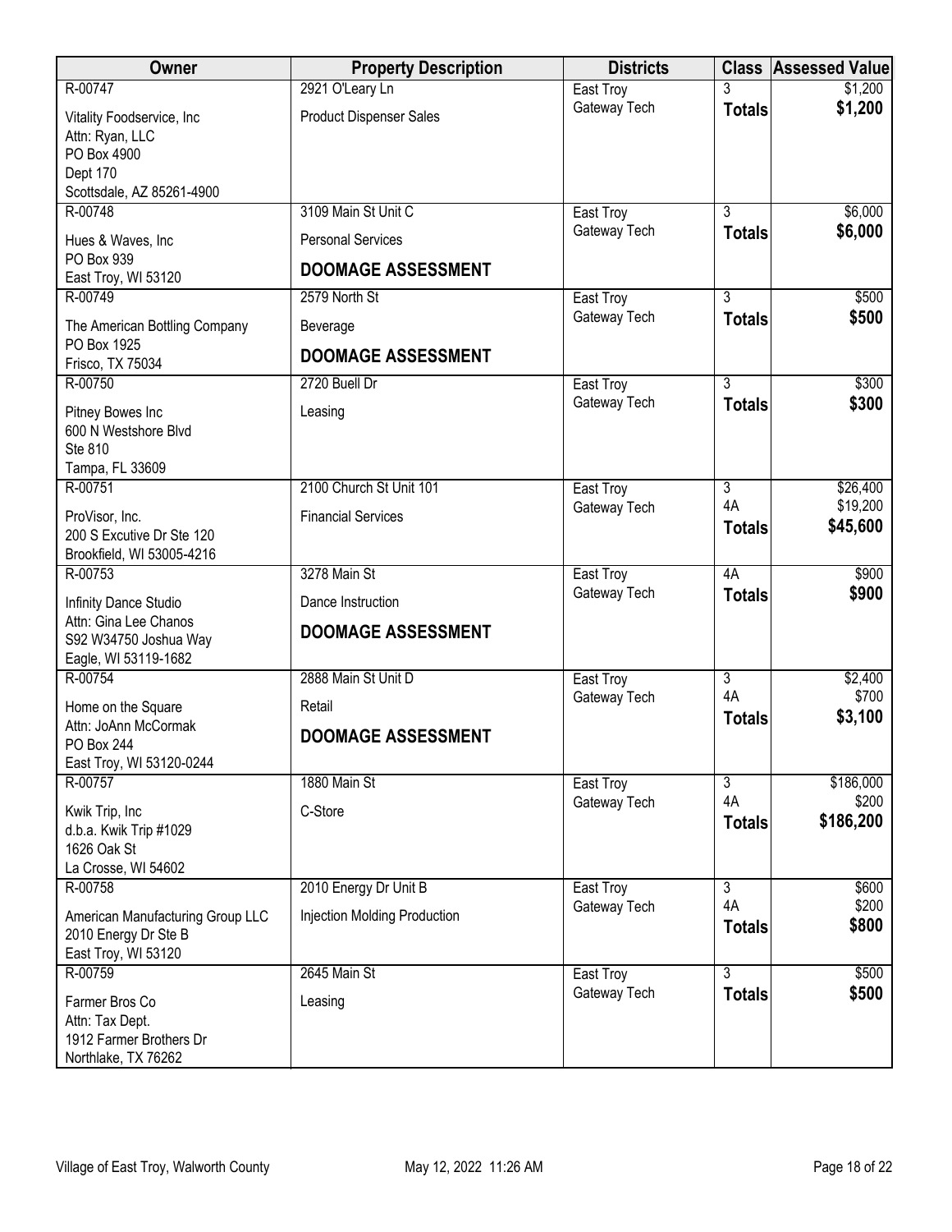| Owner | Property Description | Districts | Class | Assessed Value |
|---|---|---|---|---|
| R-00747<br>Vitality Foodservice, Inc<br>Attn: Ryan, LLC<br>PO Box 4900<br>Dept 170<br>Scottsdale, AZ 85261-4900 | 2921 O'Leary Ln<br>Product Dispenser Sales | East Troy<br>Gateway Tech | 3<br>**Totals** | $1,200<br>**$1,200** |
| R-00748<br>Hues & Waves, Inc<br>PO Box 939<br>East Troy, WI 53120 | 3109 Main St Unit C<br>Personal Services<br>**DOOMAGE ASSESSMENT** | East Troy<br>Gateway Tech | 3<br>**Totals** | $6,000<br>**$6,000** |
| R-00749<br>The American Bottling Company<br>PO Box 1925<br>Frisco, TX 75034 | 2579 North St<br>Beverage<br>**DOOMAGE ASSESSMENT** | East Troy<br>Gateway Tech | 3<br>**Totals** | $500<br>**$500** |
| R-00750<br>Pitney Bowes Inc<br>600 N Westshore Blvd<br>Ste 810<br>Tampa, FL 33609 | 2720 Buell Dr<br>Leasing | East Troy<br>Gateway Tech | 3<br>**Totals** | $300<br>**$300** |
| R-00751<br>ProVisor, Inc.<br>200 S Excutive Dr Ste 120<br>Brookfield, WI 53005-4216 | 2100 Church St Unit 101<br>Financial Services | East Troy<br>Gateway Tech | 3<br>4A<br>**Totals** | $26,400<br>$19,200<br>**$45,600** |
| R-00753<br>Infinity Dance Studio<br>Attn: Gina Lee Chanos<br>S92 W34750 Joshua Way<br>Eagle, WI 53119-1682 | 3278 Main St<br>Dance Instruction<br>**DOOMAGE ASSESSMENT** | East Troy<br>Gateway Tech | 4A<br>**Totals** | $900<br>**$900** |
| R-00754<br>Home on the Square<br>Attn: JoAnn McCormak<br>PO Box 244<br>East Troy, WI 53120-0244 | 2888 Main St Unit D<br>Retail<br>**DOOMAGE ASSESSMENT** | East Troy<br>Gateway Tech | 3<br>4A<br>**Totals** | $2,400<br>$700<br>**$3,100** |
| R-00757<br>Kwik Trip, Inc<br>d.b.a. Kwik Trip #1029<br>1626 Oak St<br>La Crosse, WI 54602 | 1880 Main St<br>C-Store | East Troy<br>Gateway Tech | 3<br>4A<br>**Totals** | $186,000<br>$200<br>**$186,200** |
| R-00758<br>American Manufacturing Group LLC<br>2010 Energy Dr Ste B<br>East Troy, WI 53120 | 2010 Energy Dr Unit B<br>Injection Molding Production | East Troy<br>Gateway Tech | 3<br>4A<br>**Totals** | $600<br>$200<br>**$800** |
| R-00759<br>Farmer Bros Co<br>Attn: Tax Dept.<br>1912 Farmer Brothers Dr<br>Northlake, TX 76262 | 2645 Main St<br>Leasing | East Troy<br>Gateway Tech | 3<br>**Totals** | $500<br>**$500** |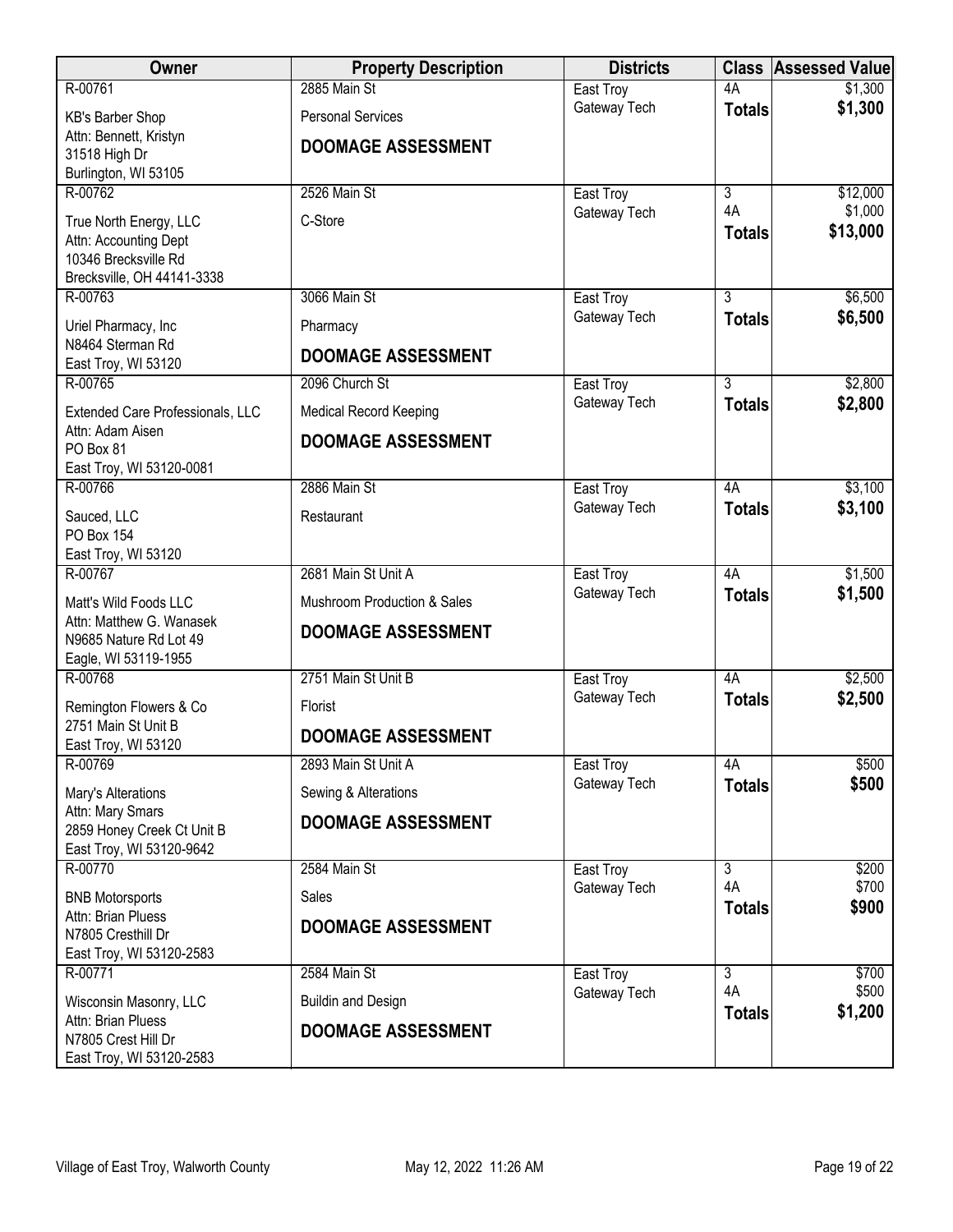| Owner | Property Description | Districts | Class | Assessed Value |
|---|---|---|---|---|
| R-00761<br>KB's Barber Shop<br>Attn: Bennett, Kristyn<br>31518 High Dr<br>Burlington, WI 53105 | 2885 Main St<br>Personal Services<br>**DOOMAGE ASSESSMENT** | East Troy<br>Gateway Tech | 4A<br>**Totals** | $1,300<br>**$1,300** |
| R-00762<br>True North Energy, LLC<br>Attn: Accounting Dept<br>10346 Brecksville Rd<br>Brecksville, OH 44141-3338 | 2526 Main St<br>C-Store | East Troy<br>Gateway Tech | 3<br>4A<br>**Totals** | $12,000<br>$1,000<br>**$13,000** |
| R-00763<br>Uriel Pharmacy, Inc<br>N8464 Sterman Rd<br>East Troy, WI 53120 | 3066 Main St<br>Pharmacy<br>**DOOMAGE ASSESSMENT** | East Troy<br>Gateway Tech | 3<br>**Totals** | $6,500<br>**$6,500** |
| R-00765<br>Extended Care Professionals, LLC<br>Attn: Adam Aisen<br>PO Box 81<br>East Troy, WI 53120-0081 | 2096 Church St<br>Medical Record Keeping<br>**DOOMAGE ASSESSMENT** | East Troy<br>Gateway Tech | 3<br>**Totals** | $2,800<br>**$2,800** |
| R-00766<br>Sauced, LLC<br>PO Box 154<br>East Troy, WI 53120 | 2886 Main St<br>Restaurant | East Troy<br>Gateway Tech | 4A<br>**Totals** | $3,100<br>**$3,100** |
| R-00767<br>Matt's Wild Foods LLC<br>Attn: Matthew G. Wanasek<br>N9685 Nature Rd Lot 49<br>Eagle, WI 53119-1955 | 2681 Main St Unit A<br>Mushroom Production & Sales<br>**DOOMAGE ASSESSMENT** | East Troy<br>Gateway Tech | 4A<br>**Totals** | $1,500<br>**$1,500** |
| R-00768<br>Remington Flowers & Co<br>2751 Main St Unit B<br>East Troy, WI 53120 | 2751 Main St Unit B<br>Florist<br>**DOOMAGE ASSESSMENT** | East Troy<br>Gateway Tech | 4A<br>**Totals** | $2,500<br>**$2,500** |
| R-00769<br>Mary's Alterations<br>Attn: Mary Smars<br>2859 Honey Creek Ct Unit B<br>East Troy, WI 53120-9642 | 2893 Main St Unit A<br>Sewing & Alterations<br>**DOOMAGE ASSESSMENT** | East Troy<br>Gateway Tech | 4A<br>**Totals** | $500<br>**$500** |
| R-00770<br>BNB Motorsports<br>Attn: Brian Pluess<br>N7805 Cresthill Dr<br>East Troy, WI 53120-2583 | 2584 Main St<br>Sales<br>**DOOMAGE ASSESSMENT** | East Troy<br>Gateway Tech | 3<br>4A<br>**Totals** | $200<br>$700<br>**$900** |
| R-00771<br>Wisconsin Masonry, LLC<br>Attn: Brian Pluess<br>N7805 Crest Hill Dr<br>East Troy, WI 53120-2583 | 2584 Main St<br>Buildin and Design<br>**DOOMAGE ASSESSMENT** | East Troy<br>Gateway Tech | 3<br>4A<br>**Totals** | $700<br>$500<br>**$1,200** |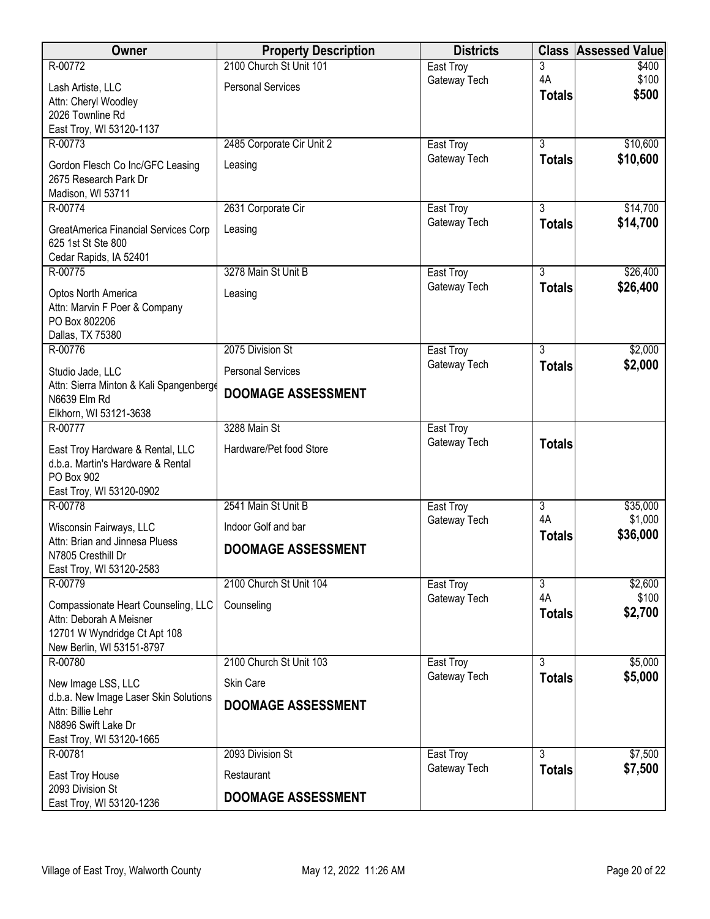| Owner | Property Description | Districts | Class | Assessed Value |
|---|---|---|---|---|
| R-00772<br>Lash Artiste, LLC<br>Attn: Cheryl Woodley<br>2026 Townline Rd<br>East Troy, WI 53120-1137 | 2100 Church St Unit 101<br>Personal Services | East Troy<br>Gateway Tech | 3<br>4A<br>**Totals** | $400<br>$100<br>**$500** |
| R-00773<br>Gordon Flesch Co Inc/GFC Leasing<br>2675 Research Park Dr<br>Madison, WI 53711 | 2485 Corporate Cir Unit 2<br>Leasing | East Troy<br>Gateway Tech | 3<br>**Totals** | $10,600<br>**$10,600** |
| R-00774<br>GreatAmerica Financial Services Corp<br>625 1st St Ste 800<br>Cedar Rapids, IA 52401 | 2631 Corporate Cir<br>Leasing | East Troy<br>Gateway Tech | 3<br>**Totals** | $14,700<br>**$14,700** |
| R-00775<br>Optos North America<br>Attn: Marvin F Poer & Company<br>PO Box 802206<br>Dallas, TX 75380 | 3278 Main St Unit B<br>Leasing | East Troy<br>Gateway Tech | 3<br>**Totals** | $26,400<br>**$26,400** |
| R-00776<br>Studio Jade, LLC<br>Attn: Sierra Minton & Kali Spangenberge<br>N6639 Elm Rd<br>Elkhorn, WI 53121-3638 | 2075 Division St<br>Personal Services<br>**DOOMAGE ASSESSMENT** | East Troy<br>Gateway Tech | 3<br>**Totals** | $2,000<br>**$2,000** |
| R-00777<br>East Troy Hardware & Rental, LLC<br>d.b.a. Martin's Hardware & Rental<br>PO Box 902<br>East Troy, WI 53120-0902 | 3288 Main St<br>Hardware/Pet food Store | East Troy<br>Gateway Tech | **Totals** | |
| R-00778<br>Wisconsin Fairways, LLC<br>Attn: Brian and Jinnesa Pluess<br>N7805 Cresthill Dr<br>East Troy, WI 53120-2583 | 2541 Main St Unit B<br>Indoor Golf and bar<br>**DOOMAGE ASSESSMENT** | East Troy<br>Gateway Tech | 3<br>4A<br>**Totals** | $35,000<br>$1,000<br>**$36,000** |
| R-00779<br>Compassionate Heart Counseling, LLC<br>Attn: Deborah A Meisner<br>12701 W Wyndridge Ct Apt 108<br>New Berlin, WI 53151-8797 | 2100 Church St Unit 104<br>Counseling | East Troy<br>Gateway Tech | 3<br>4A<br>**Totals** | $2,600<br>$100<br>**$2,700** |
| R-00780<br>New Image LSS, LLC<br>d.b.a. New Image Laser Skin Solutions<br>Attn: Billie Lehr<br>N8896 Swift Lake Dr<br>East Troy, WI 53120-1665 | 2100 Church St Unit 103<br>Skin Care<br>**DOOMAGE ASSESSMENT** | East Troy<br>Gateway Tech | 3<br>**Totals** | $5,000<br>**$5,000** |
| R-00781<br>East Troy House<br>2093 Division St<br>East Troy, WI 53120-1236 | 2093 Division St<br>Restaurant<br>**DOOMAGE ASSESSMENT** | East Troy<br>Gateway Tech | 3<br>**Totals** | $7,500<br>**$7,500** |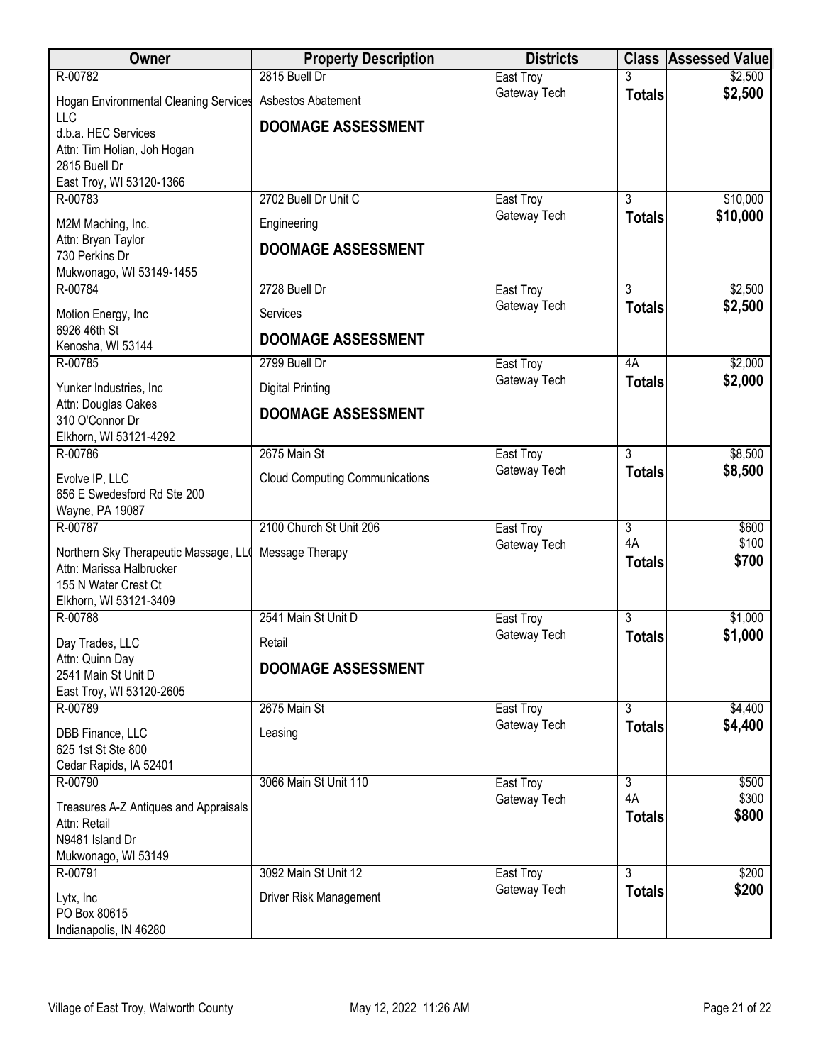| Owner | Property Description | Districts | Class | Assessed Value |
|---|---|---|---|---|
| R-00782<br>Hogan Environmental Cleaning Services LLC<br>d.b.a. HEC Services<br>Attn: Tim Holian, Joh Hogan<br>2815 Buell Dr<br>East Troy, WI 53120-1366 | 2815 Buell Dr<br>Asbestos Abatement<br>**DOOMAGE ASSESSMENT** | East Troy<br>Gateway Tech | 3<br>**Totals** | \$2,500<br>**\$2,500** |
| R-00783<br>M2M Maching, Inc.<br>Attn: Bryan Taylor<br>730 Perkins Dr<br>Mukwonago, WI 53149-1455 | 2702 Buell Dr Unit C<br>Engineering<br>**DOOMAGE ASSESSMENT** | East Troy<br>Gateway Tech | 3<br>**Totals** | \$10,000<br>**\$10,000** |
| R-00784<br>Motion Energy, Inc<br>6926 46th St<br>Kenosha, WI 53144 | 2728 Buell Dr<br>Services<br>**DOOMAGE ASSESSMENT** | East Troy<br>Gateway Tech | 3<br>**Totals** | \$2,500<br>**\$2,500** |
| R-00785<br>Yunker Industries, Inc<br>Attn: Douglas Oakes<br>310 O'Connor Dr<br>Elkhorn, WI 53121-4292 | 2799 Buell Dr<br>Digital Printing<br>**DOOMAGE ASSESSMENT** | East Troy<br>Gateway Tech | 4A<br>**Totals** | \$2,000<br>**\$2,000** |
| R-00786<br>Evolve IP, LLC<br>656 E Swedesford Rd Ste 200<br>Wayne, PA 19087 | 2675 Main St<br>Cloud Computing Communications | East Troy<br>Gateway Tech | 3<br>**Totals** | \$8,500<br>**\$8,500** |
| R-00787<br>Northern Sky Therapeutic Massage, LLC<br>Attn: Marissa Halbrucker<br>155 N Water Crest Ct<br>Elkhorn, WI 53121-3409 | 2100 Church St Unit 206<br>Message Therapy | East Troy<br>Gateway Tech | 3<br>4A<br>**Totals** | \$600<br>\$100<br>**\$700** |
| R-00788<br>Day Trades, LLC<br>Attn: Quinn Day<br>2541 Main St Unit D<br>East Troy, WI 53120-2605 | 2541 Main St Unit D<br>Retail<br>**DOOMAGE ASSESSMENT** | East Troy<br>Gateway Tech | 3<br>**Totals** | \$1,000<br>**\$1,000** |
| R-00789<br>DBB Finance, LLC<br>625 1st St Ste 800<br>Cedar Rapids, IA 52401 | 2675 Main St<br>Leasing | East Troy<br>Gateway Tech | 3<br>**Totals** | \$4,400<br>**\$4,400** |
| R-00790<br>Treasures A-Z Antiques and Appraisals<br>Attn: Retail<br>N9481 Island Dr<br>Mukwonago, WI 53149 | 3066 Main St Unit 110 | East Troy<br>Gateway Tech | 3<br>4A<br>**Totals** | \$500<br>\$300<br>**\$800** |
| R-00791<br>Lytx, Inc<br>PO Box 80615<br>Indianapolis, IN 46280 | 3092 Main St Unit 12<br>Driver Risk Management | East Troy<br>Gateway Tech | 3<br>**Totals** | \$200<br>**\$200** |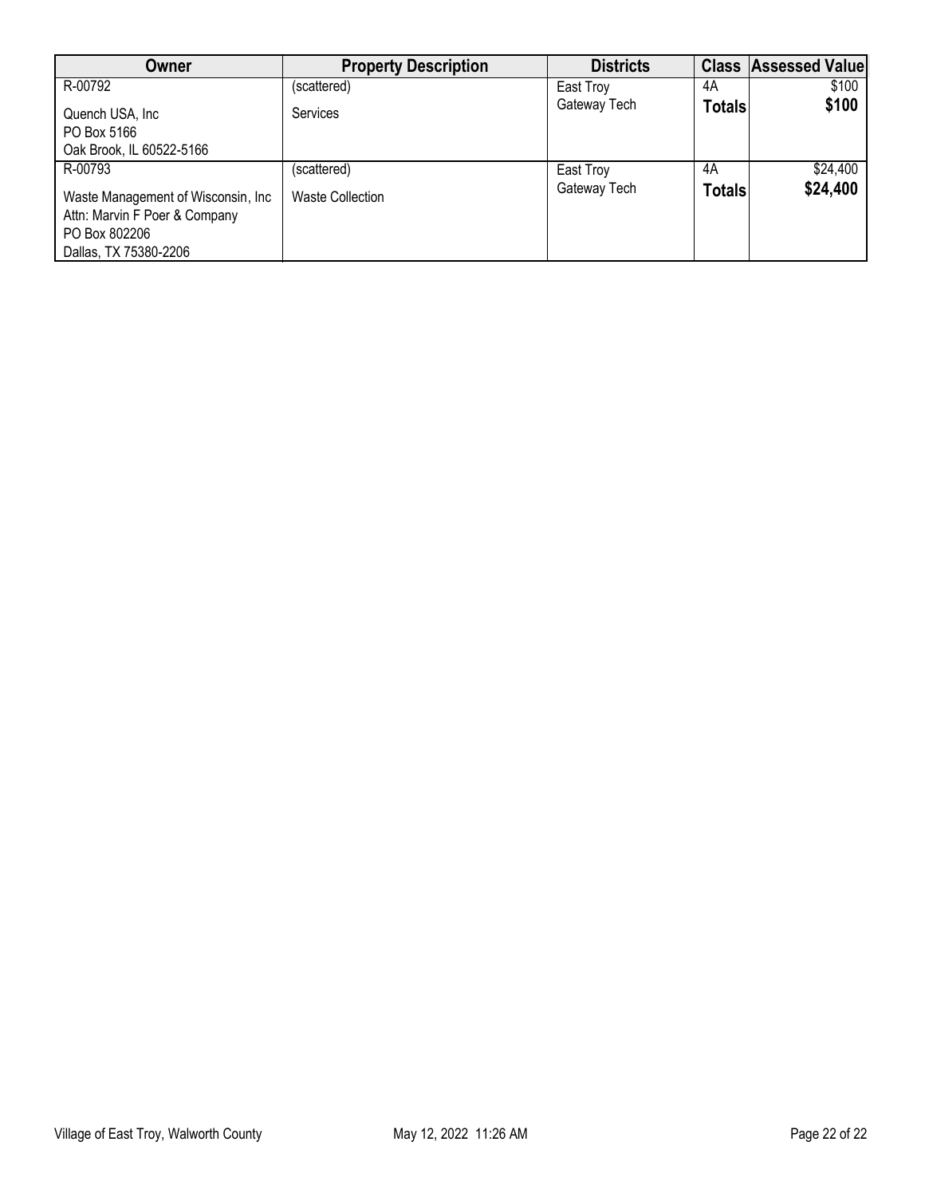| Owner | Property Description | Districts | Class | Assessed Value |
|---|---|---|---|---|
| R-00792<br>Quench USA, Inc<br>PO Box 5166<br>Oak Brook, IL 60522-5166 | (scattered)<br>Services | East Troy<br>Gateway Tech | 4A<br>**Totals** | $100<br>**$100** |
| R-00793<br>Waste Management of Wisconsin, Inc<br>Attn: Marvin F Poer & Company<br>PO Box 802206<br>Dallas, TX 75380-2206 | (scattered)<br>Waste Collection | East Troy<br>Gateway Tech | 4A<br>**Totals** | $24,400<br>**$24,400** |